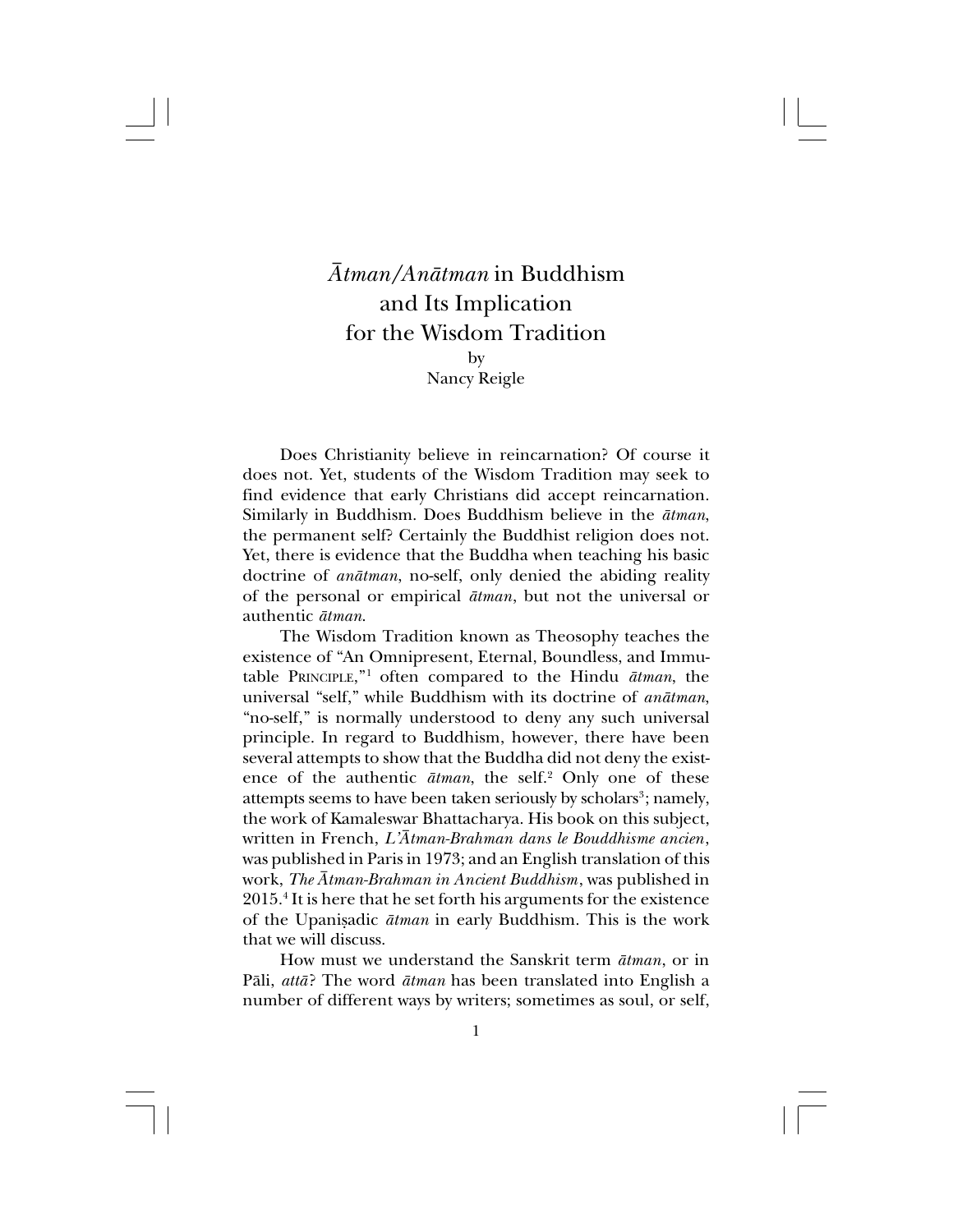# *Ātman/Anātman* in Buddhism and Its Implication for the Wisdom Tradition

by

Nancy Reigle

Does Christianity believe in reincarnation? Of course it does not. Yet, students of the Wisdom Tradition may seek to find evidence that early Christians did accept reincarnation. Similarly in Buddhism. Does Buddhism believe in the *ātman*, the permanent self? Certainly the Buddhist religion does not. Yet, there is evidence that the Buddha when teaching his basic doctrine of *anātman*, no-self, only denied the abiding reality of the personal or empirical *ātman*, but not the universal or authentic *ātman*.

The Wisdom Tradition known as Theosophy teaches the existence of "An Omnipresent, Eternal, Boundless, and Immutable PRINCIPLE,"[1] often compared to the Hindu *ātman*, the universal "self," while Buddhism with its doctrine of *anātman*, "no-self," is normally understood to deny any such universal principle. In regard to Buddhism, however, there have been several attempts to show that the Buddha did not deny the existence of the authentic *ātman*, the self.[2] Only one of these attempts seems to have been taken seriously by scholars[3]; namely, the work of Kamaleswar Bhattacharya. His book on this subject, written in French, *L'Ātman-Brahman dans le Bouddhisme ancien*, was published in Paris in 1973; and an English translation of this work, *The Ātman-Brahman in Ancient Buddhism*, was published in 2015.[4] It is here that he set forth his arguments for the existence of the Upaniṣadic *ātman* in early Buddhism. This is the work that we will discuss.

How must we understand the Sanskrit term *ātman*, or in Pāli, *attā*? The word *ātman* has been translated into English a number of different ways by writers; sometimes as soul, or self,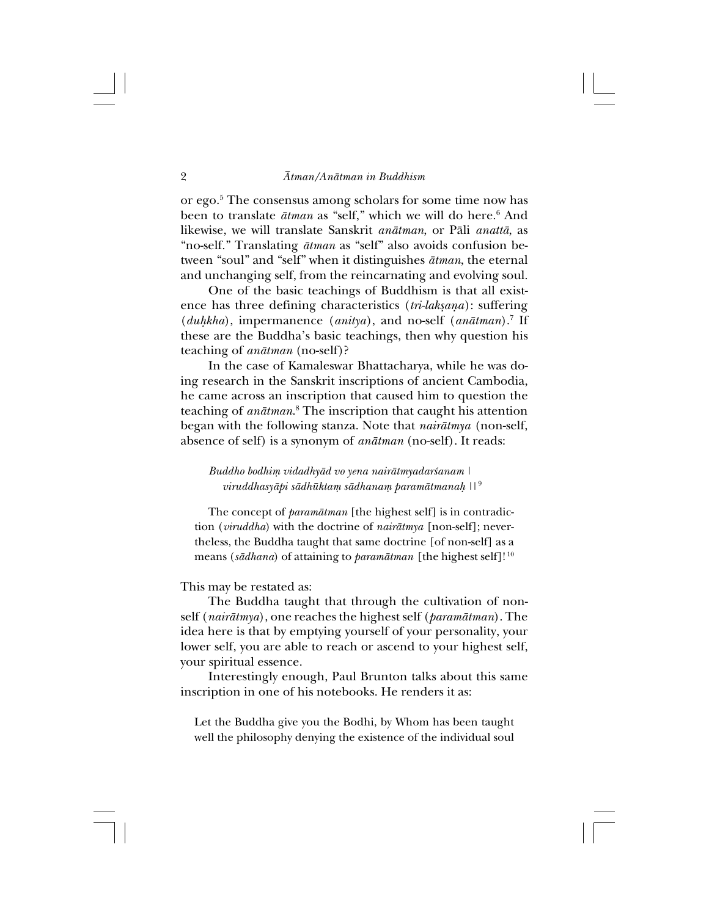or ego.[5] The consensus among scholars for some time now has been to translate *ātman* as "self," which we will do here.[6] And likewise, we will translate Sanskrit *anātman*, or Pāli *anattā*, as "no-self." Translating *ātman* as "self" also avoids confusion between "soul" and "self" when it distinguishes *ātman*, the eternal and unchanging self, from the reincarnating and evolving soul.

One of the basic teachings of Buddhism is that all existence has three defining characteristics (*tri-lakṣaṇa*): suffering (*duḥkha*), impermanence (*anitya*), and no-self (*anātman*).[7] If these are the Buddha's basic teachings, then why question his teaching of *anātman* (no-self)?

In the case of Kamaleswar Bhattacharya, while he was doing research in the Sanskrit inscriptions of ancient Cambodia, he came across an inscription that caused him to question the teaching of *anātman*.[8] The inscription that caught his attention began with the following stanza. Note that *nairātmya* (non-self, absence of self) is a synonym of *anātman* (no-self). It reads:

> *Buddho bodhiṃ vidadhyād vo yena nairātmyadarśanam |*
> *viruddhasyāpi sādhūktaṃ sādhanaṃ paramātmanaḥ ||*[9]

> The concept of *paramātman* [the highest self] is in contradiction (*viruddha*) with the doctrine of *nairātmya* [non-self]; nevertheless, the Buddha taught that same doctrine [of non-self] as a means (*sādhana*) of attaining to *paramātman* [the highest self]![10]

This may be restated as:

The Buddha taught that through the cultivation of non-self (*nairātmya*), one reaches the highest self (*paramātman*). The idea here is that by emptying yourself of your personality, your lower self, you are able to reach or ascend to your highest self, your spiritual essence.

Interestingly enough, Paul Brunton talks about this same inscription in one of his notebooks. He renders it as:

> Let the Buddha give you the Bodhi, by Whom has been taught well the philosophy denying the existence of the individual soul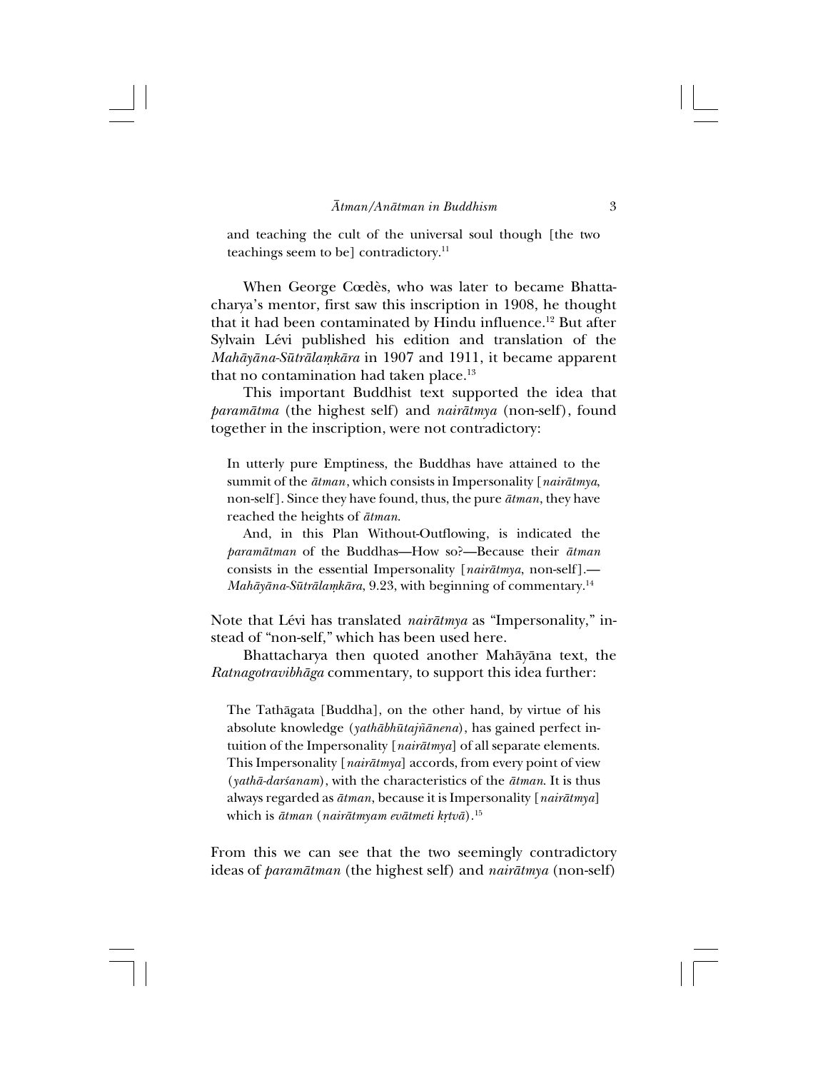and teaching the cult of the universal soul though [the two teachings seem to be] contradictory.[11]

When George Cœdès, who was later to became Bhattacharya's mentor, first saw this inscription in 1908, he thought that it had been contaminated by Hindu influence.[12] But after Sylvain Lévi published his edition and translation of the *Mahāyāna-Sūtrālaṃkāra* in 1907 and 1911, it became apparent that no contamination had taken place.[13]

This important Buddhist text supported the idea that *paramātma* (the highest self) and *nairātmya* (non-self), found together in the inscription, were not contradictory:

> In utterly pure Emptiness, the Buddhas have attained to the summit of the *ātman*, which consists in Impersonality [*nairātmya*, non-self]. Since they have found, thus, the pure *ātman*, they have reached the heights of *ātman*.
>
> And, in this Plan Without-Outflowing, is indicated the *paramātman* of the Buddhas—How so?—Because their *ātman* consists in the essential Impersonality [*nairātmya*, non-self].—*Mahāyāna-Sūtrālaṃkāra*, 9.23, with beginning of commentary.[14]

Note that Lévi has translated *nairātmya* as "Impersonality," instead of "non-self," which has been used here.

Bhattacharya then quoted another Mahāyāna text, the *Ratnagotravibhāga* commentary, to support this idea further:

> The Tathāgata [Buddha], on the other hand, by virtue of his absolute knowledge (*yathābhūtajñānena*), has gained perfect intuition of the Impersonality [*nairātmya*] of all separate elements. This Impersonality [*nairātmya*] accords, from every point of view (*yathā-darśanam*), with the characteristics of the *ātman*. It is thus always regarded as *ātman*, because it is Impersonality [*nairātmya*] which is *ātman* (*nairātmyam evātmeti kṛtvā*).[15]

From this we can see that the two seemingly contradictory ideas of *paramātman* (the highest self) and *nairātmya* (non-self)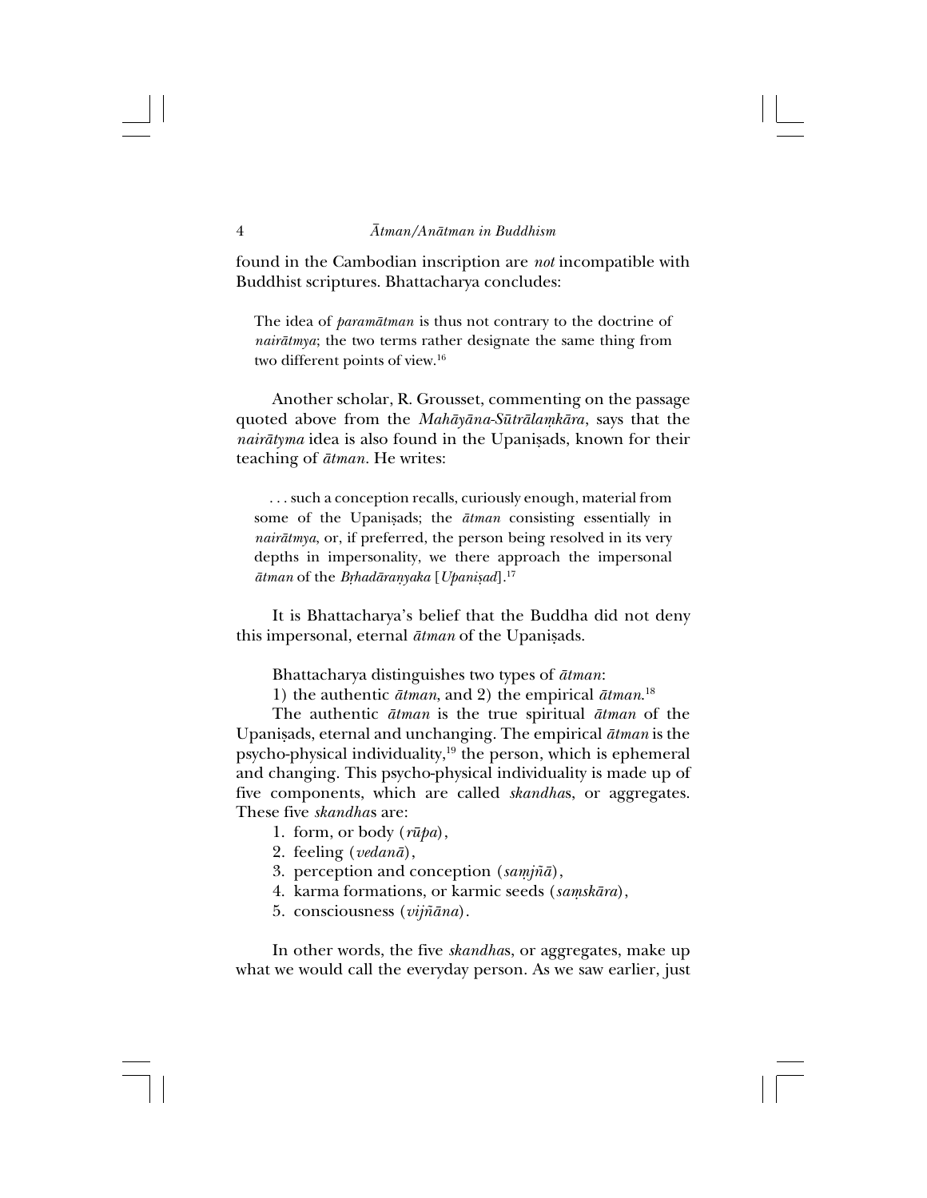found in the Cambodian inscription are *not* incompatible with Buddhist scriptures. Bhattacharya concludes:

> The idea of *paramātman* is thus not contrary to the doctrine of *nairātmya*; the two terms rather designate the same thing from two different points of view.[16]

Another scholar, R. Grousset, commenting on the passage quoted above from the *Mahāyāna-Sūtrālaṃkāra*, says that the *nairātyma* idea is also found in the Upaniṣads, known for their teaching of *ātman*. He writes:

> . . . such a conception recalls, curiously enough, material from some of the Upaniṣads; the *ātman* consisting essentially in *nairātmya*, or, if preferred, the person being resolved in its very depths in impersonality, we there approach the impersonal *ātman* of the *Bṛhadāraṇyaka* [*Upaniṣad*].[17]

It is Bhattacharya's belief that the Buddha did not deny this impersonal, eternal *ātman* of the Upaniṣads.

Bhattacharya distinguishes two types of *ātman*:

1) the authentic *ātman*, and 2) the empirical *ātman*.[18]

The authentic *ātman* is the true spiritual *ātman* of the Upaniṣads, eternal and unchanging. The empirical *ātman* is the psycho-physical individuality,[19] the person, which is ephemeral and changing. This psycho-physical individuality is made up of five components, which are called *skandha*s, or aggregates. These five *skandha*s are:

1. form, or body (*rūpa*),
2. feeling (*vedanā*),
3. perception and conception (*saṃjñā*),
4. karma formations, or karmic seeds (*saṃskāra*),
5. consciousness (*vijñāna*).

In other words, the five *skandha*s, or aggregates, make up what we would call the everyday person. As we saw earlier, just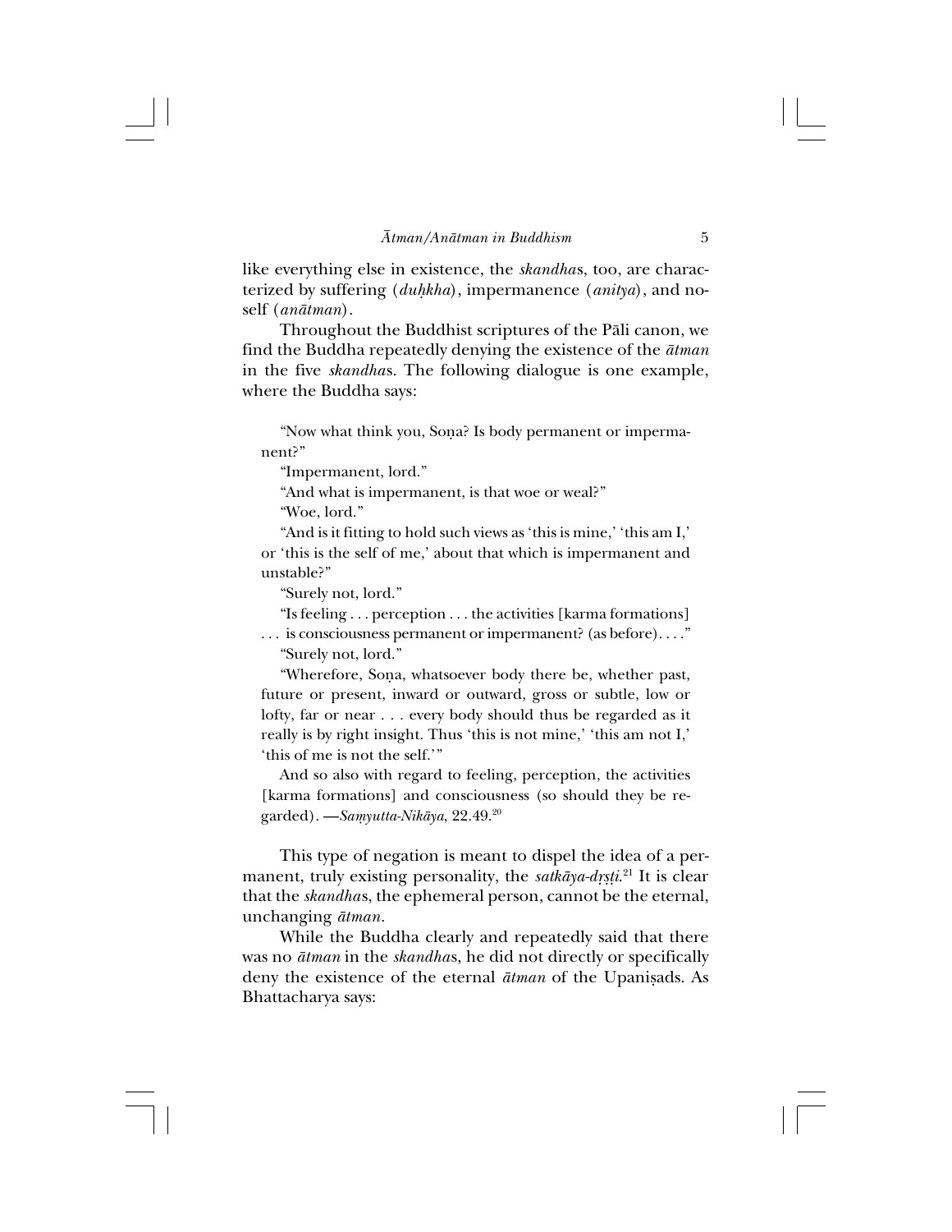like everything else in existence, the *skandha*s, too, are characterized by suffering (*duḥkha*), impermanence (*anitya*), and no-self (*anātman*).

Throughout the Buddhist scriptures of the Pāli canon, we find the Buddha repeatedly denying the existence of the *ātman* in the five *skandha*s. The following dialogue is one example, where the Buddha says:

> "Now what think you, Soṇa? Is body permanent or impermanent?"
>
> "Impermanent, lord."
>
> "And what is impermanent, is that woe or weal?"
>
> "Woe, lord."
>
> "And is it fitting to hold such views as 'this is mine,' 'this am I,' or 'this is the self of me,' about that which is impermanent and unstable?"
>
> "Surely not, lord."
>
> "Is feeling . . . perception . . . the activities [karma formations] . . . is consciousness permanent or impermanent? (as before). . . ."
>
> "Surely not, lord."
>
> "Wherefore, Soṇa, whatsoever body there be, whether past, future or present, inward or outward, gross or subtle, low or lofty, far or near . . . every body should thus be regarded as it really is by right insight. Thus 'this is not mine,' 'this am not I,' 'this of me is not the self.'"
>
> And so also with regard to feeling, perception, the activities [karma formations] and consciousness (so should they be regarded). —*Saṃyutta-Nikāya*, 22.49.[20]

This type of negation is meant to dispel the idea of a permanent, truly existing personality, the *satkāya-dṛṣṭi*.[21] It is clear that the *skandha*s, the ephemeral person, cannot be the eternal, unchanging *ātman*.

While the Buddha clearly and repeatedly said that there was no *ātman* in the *skandha*s, he did not directly or specifically deny the existence of the eternal *ātman* of the Upaniṣads. As Bhattacharya says: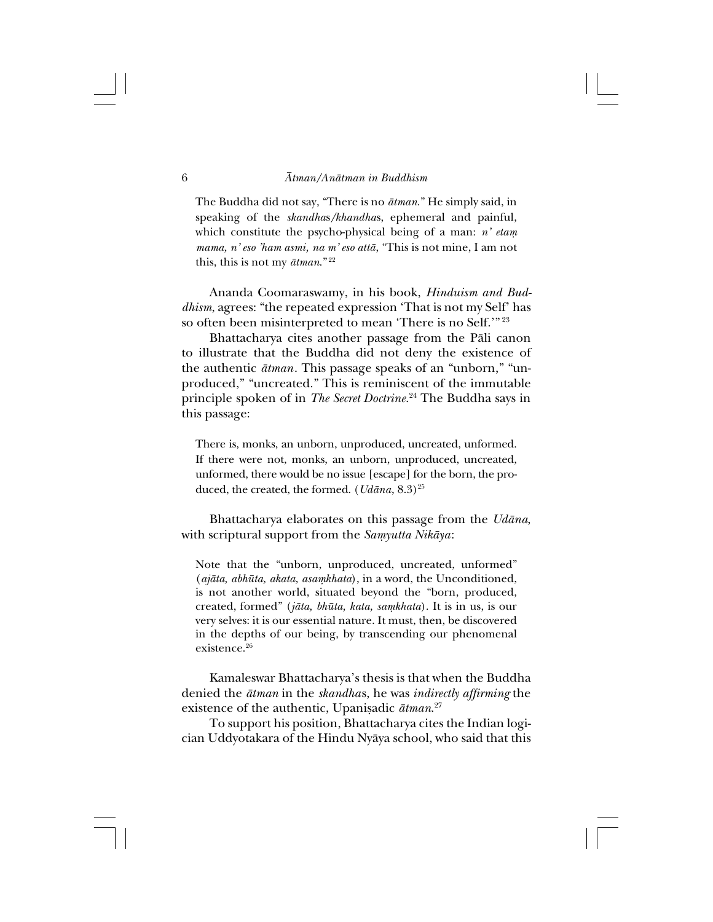> The Buddha did not say, "There is no *ātman*." He simply said, in speaking of the *skandha*s/*khandha*s, ephemeral and painful, which constitute the psycho-physical being of a man: *n' etaṃ mama, n' eso 'ham asmi, na m' eso attā*, "This is not mine, I am not this, this is not my *ātman*."[22]

Ananda Coomaraswamy, in his book, *Hinduism and Buddhism*, agrees: "the repeated expression 'That is not my Self' has so often been misinterpreted to mean 'There is no Self.'"[23]

Bhattacharya cites another passage from the Pāli canon to illustrate that the Buddha did not deny the existence of the authentic *ātman*. This passage speaks of an "unborn," "unproduced," "uncreated." This is reminiscent of the immutable principle spoken of in *The Secret Doctrine*.[24] The Buddha says in this passage:

> There is, monks, an unborn, unproduced, uncreated, unformed. If there were not, monks, an unborn, unproduced, uncreated, unformed, there would be no issue [escape] for the born, the produced, the created, the formed. (*Udāna*, 8.3)[25]

Bhattacharya elaborates on this passage from the *Udāna*, with scriptural support from the *Saṃyutta Nikāya*:

> Note that the "unborn, unproduced, uncreated, unformed" (*ajāta, abhūta, akata, asaṃkhata*), in a word, the Unconditioned, is not another world, situated beyond the "born, produced, created, formed" (*jāta, bhūta, kata, saṃkhata*). It is in us, is our very selves: it is our essential nature. It must, then, be discovered in the depths of our being, by transcending our phenomenal existence.[26]

Kamaleswar Bhattacharya's thesis is that when the Buddha denied the *ātman* in the *skandha*s, he was *indirectly affirming* the existence of the authentic, Upaniṣadic *ātman*.[27]

To support his position, Bhattacharya cites the Indian logician Uddyotakara of the Hindu Nyāya school, who said that this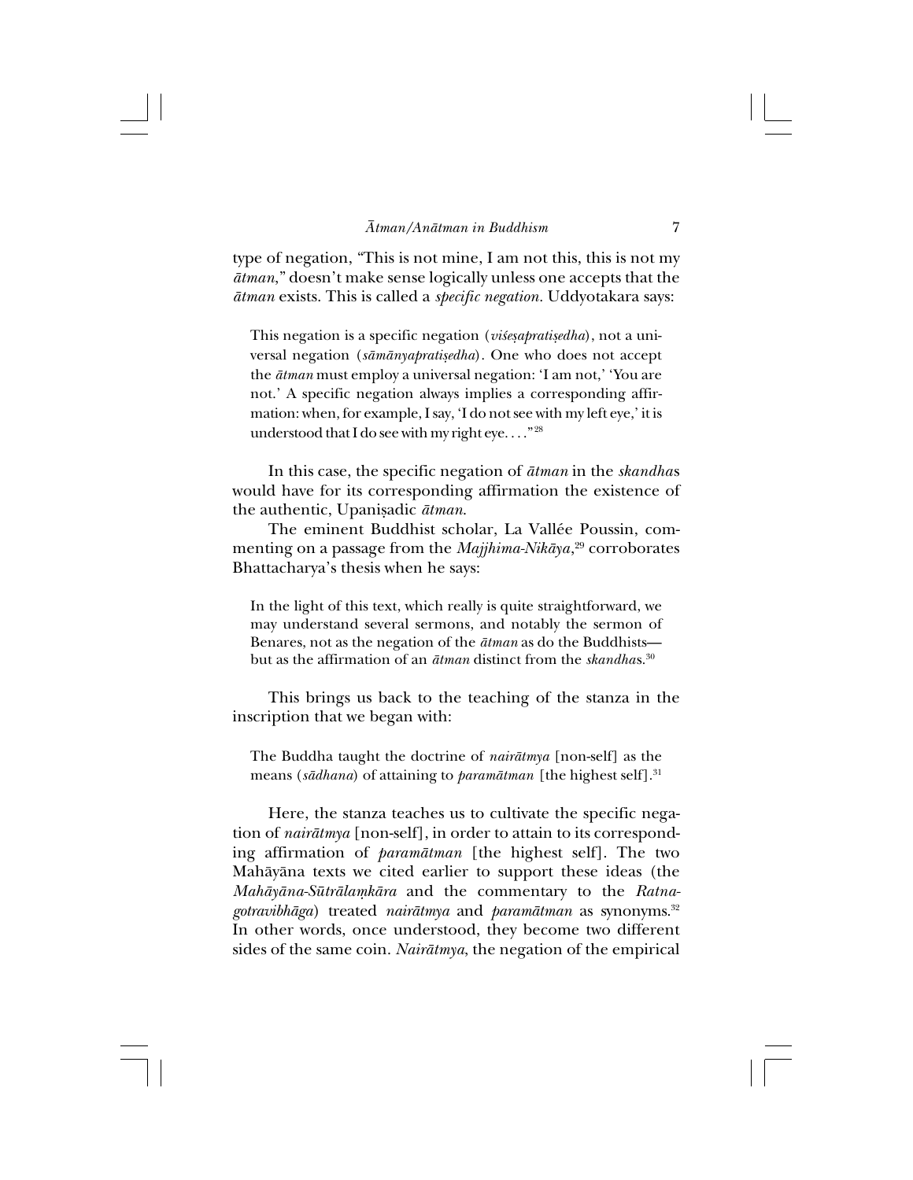type of negation, "This is not mine, I am not this, this is not my *ātman*," doesn't make sense logically unless one accepts that the *ātman* exists. This is called a *specific negation*. Uddyotakara says:

> This negation is a specific negation (*viśeṣapratiṣedha*), not a universal negation (*sāmānyapratiṣedha*). One who does not accept the *ātman* must employ a universal negation: 'I am not,' 'You are not.' A specific negation always implies a corresponding affirmation: when, for example, I say, 'I do not see with my left eye,' it is understood that I do see with my right eye. . . ."[28]

In this case, the specific negation of *ātman* in the *skandha*s would have for its corresponding affirmation the existence of the authentic, Upaniṣadic *ātman*.

The eminent Buddhist scholar, La Vallée Poussin, commenting on a passage from the *Majjhima-Nikāya*,[29] corroborates Bhattacharya's thesis when he says:

> In the light of this text, which really is quite straightforward, we may understand several sermons, and notably the sermon of Benares, not as the negation of the *ātman* as do the Buddhists—but as the affirmation of an *ātman* distinct from the *skandha*s.[30]

This brings us back to the teaching of the stanza in the inscription that we began with:

> The Buddha taught the doctrine of *nairātmya* [non-self] as the means (*sādhana*) of attaining to *paramātman* [the highest self].[31]

Here, the stanza teaches us to cultivate the specific negation of *nairātmya* [non-self], in order to attain to its corresponding affirmation of *paramātman* [the highest self]. The two Mahāyāna texts we cited earlier to support these ideas (the *Mahāyāna-Sūtrālaṃkāra* and the commentary to the *Ratnagotravibhāga*) treated *nairātmya* and *paramātman* as synonyms.[32] In other words, once understood, they become two different sides of the same coin. *Nairātmya*, the negation of the empirical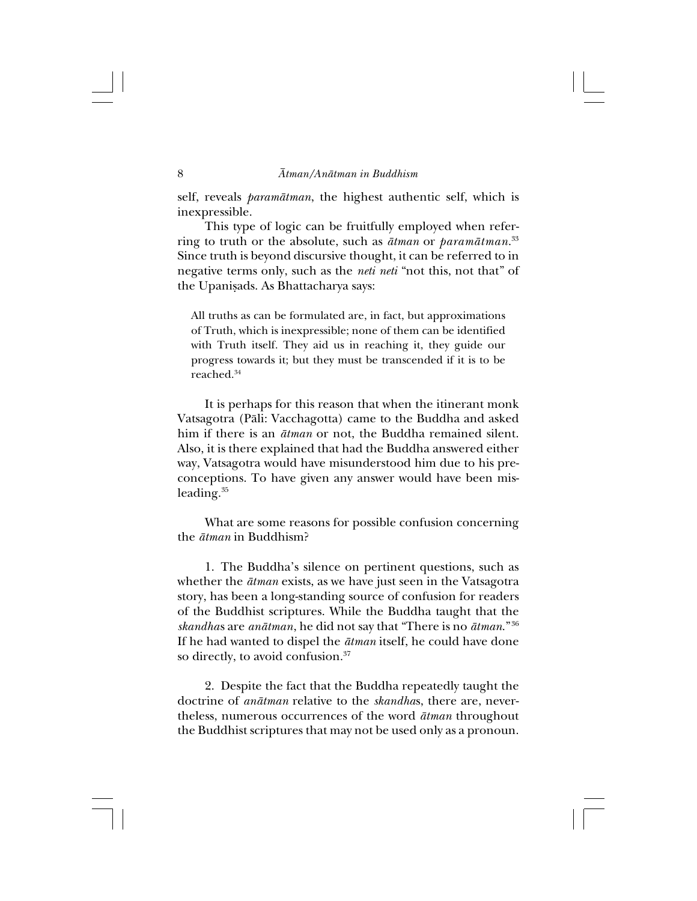self, reveals *paramātman*, the highest authentic self, which is inexpressible.

This type of logic can be fruitfully employed when referring to truth or the absolute, such as *ātman* or *paramātman*.[33] Since truth is beyond discursive thought, it can be referred to in negative terms only, such as the *neti neti* "not this, not that" of the Upaniṣads. As Bhattacharya says:

> All truths as can be formulated are, in fact, but approximations of Truth, which is inexpressible; none of them can be identified with Truth itself. They aid us in reaching it, they guide our progress towards it; but they must be transcended if it is to be reached.[34]

It is perhaps for this reason that when the itinerant monk Vatsagotra (Pāli: Vacchagotta) came to the Buddha and asked him if there is an *ātman* or not, the Buddha remained silent. Also, it is there explained that had the Buddha answered either way, Vatsagotra would have misunderstood him due to his preconceptions. To have given any answer would have been misleading.[35]

What are some reasons for possible confusion concerning the *ātman* in Buddhism?

1. The Buddha's silence on pertinent questions, such as whether the *ātman* exists, as we have just seen in the Vatsagotra story, has been a long-standing source of confusion for readers of the Buddhist scriptures. While the Buddha taught that the *skandha*s are *anātman*, he did not say that "There is no *ātman*."[36] If he had wanted to dispel the *ātman* itself, he could have done so directly, to avoid confusion.[37]

2. Despite the fact that the Buddha repeatedly taught the doctrine of *anātman* relative to the *skandha*s, there are, nevertheless, numerous occurrences of the word *ātman* throughout the Buddhist scriptures that may not be used only as a pronoun.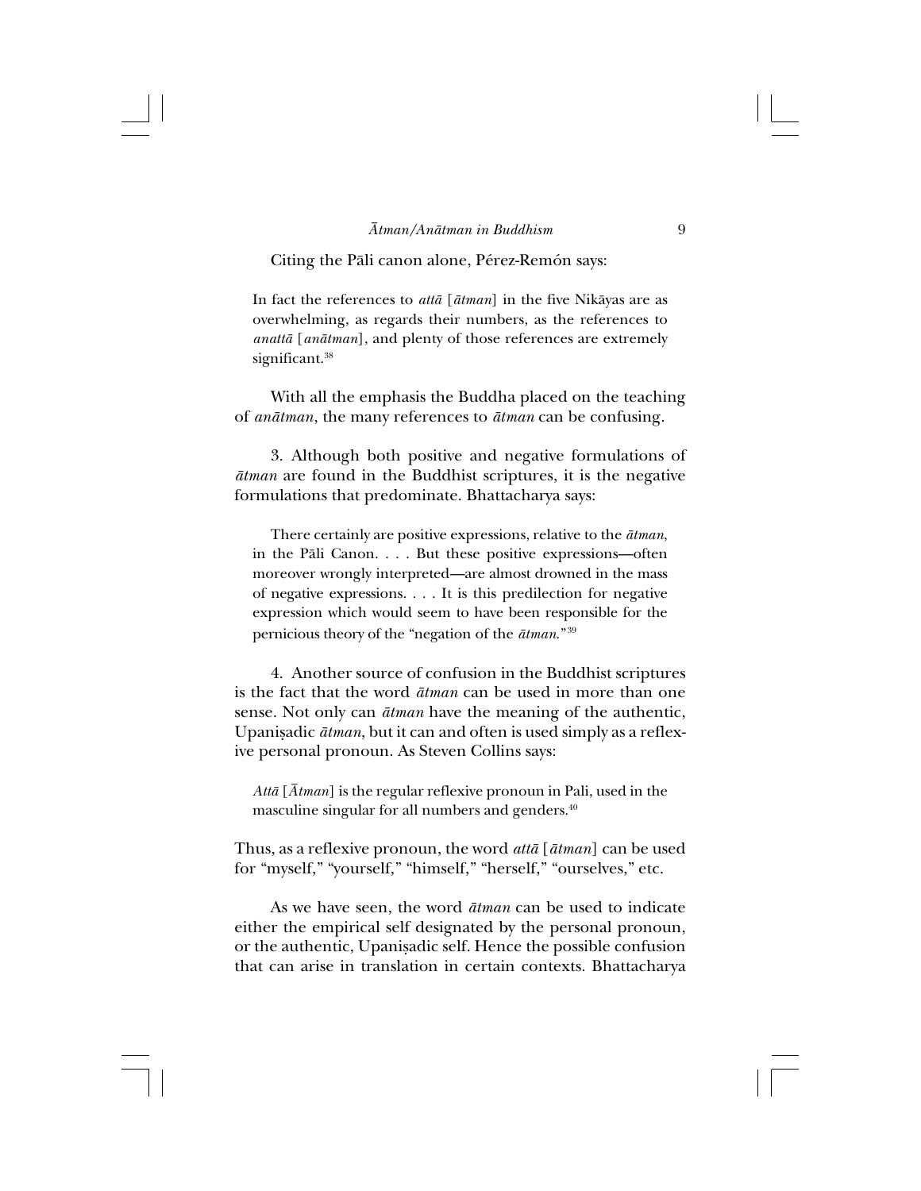Citing the Pāli canon alone, Pérez-Remón says:

> In fact the references to *attā* [*ātman*] in the five Nikāyas are as overwhelming, as regards their numbers, as the references to *anattā* [*anātman*], and plenty of those references are extremely significant.[38]

With all the emphasis the Buddha placed on the teaching of *anātman*, the many references to *ātman* can be confusing.

3. Although both positive and negative formulations of *ātman* are found in the Buddhist scriptures, it is the negative formulations that predominate. Bhattacharya says:

> There certainly are positive expressions, relative to the *ātman*, in the Pāli Canon. . . . But these positive expressions—often moreover wrongly interpreted—are almost drowned in the mass of negative expressions. . . . It is this predilection for negative expression which would seem to have been responsible for the pernicious theory of the "negation of the *ātman*."[39]

4. Another source of confusion in the Buddhist scriptures is the fact that the word *ātman* can be used in more than one sense. Not only can *ātman* have the meaning of the authentic, Upaniṣadic *ātman*, but it can and often is used simply as a reflexive personal pronoun. As Steven Collins says:

> *Attā* [*Ātman*] is the regular reflexive pronoun in Pali, used in the masculine singular for all numbers and genders.[40]

Thus, as a reflexive pronoun, the word *attā* [*ātman*] can be used for "myself," "yourself," "himself," "herself," "ourselves," etc.

As we have seen, the word *ātman* can be used to indicate either the empirical self designated by the personal pronoun, or the authentic, Upaniṣadic self. Hence the possible confusion that can arise in translation in certain contexts. Bhattacharya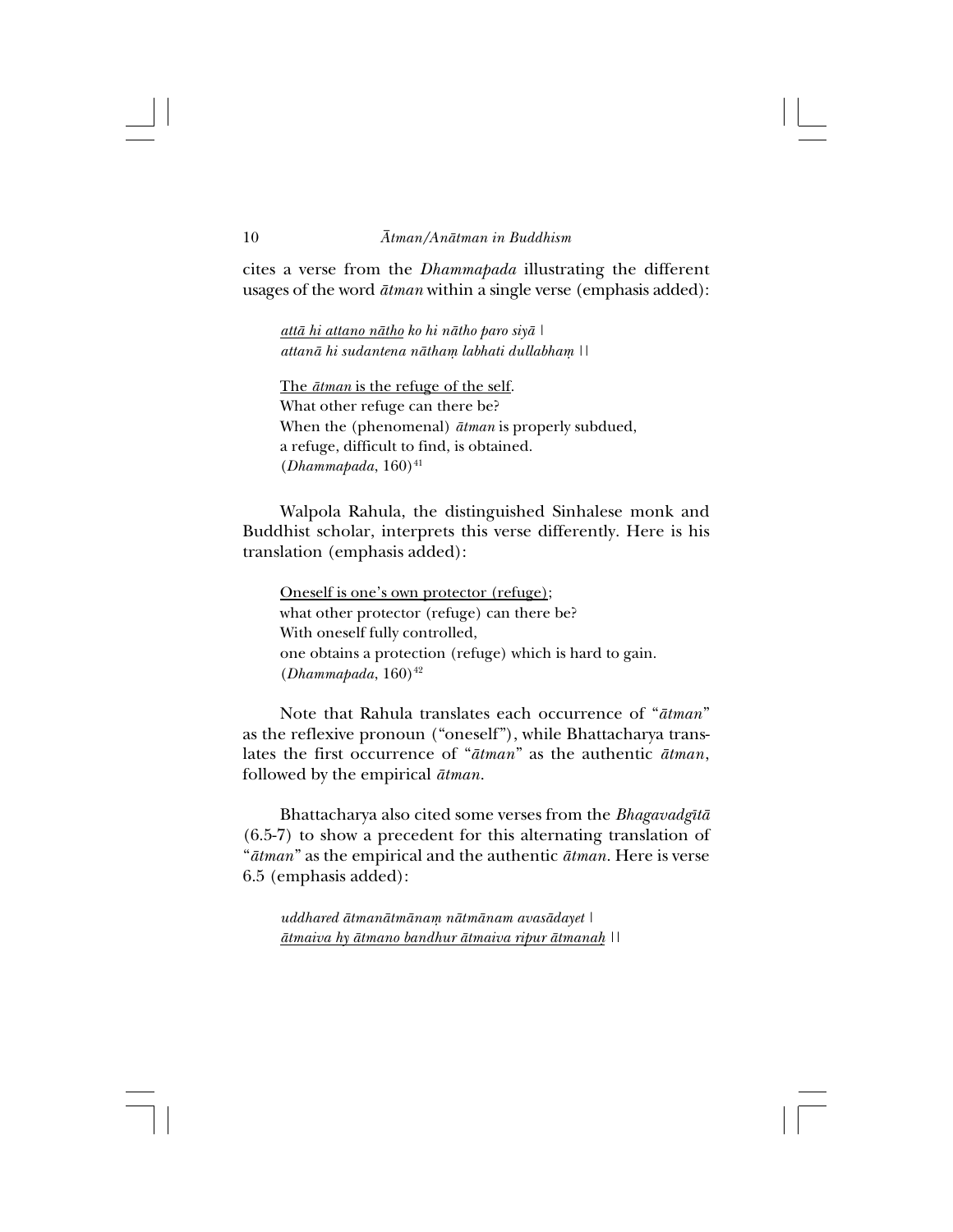cites a verse from the *Dhammapada* illustrating the different usages of the word *ātman* within a single verse (emphasis added):

> *<u>attā hi attano nātho</u> ko hi nātho paro siyā |*
> *attanā hi sudantena nāthaṃ labhati dullabhaṃ ||*
>
> <u>The *ātman* is the refuge of the self</u>.
> What other refuge can there be?
> When the (phenomenal) *ātman* is properly subdued,
> a refuge, difficult to find, is obtained.
> (*Dhammapada*, 160)[41]

Walpola Rahula, the distinguished Sinhalese monk and Buddhist scholar, interprets this verse differently. Here is his translation (emphasis added):

> <u>Oneself is one's own protector (refuge)</u>;
> what other protector (refuge) can there be?
> With oneself fully controlled,
> one obtains a protection (refuge) which is hard to gain.
> (*Dhammapada*, 160)[42]

Note that Rahula translates each occurrence of "*ātman*" as the reflexive pronoun ("oneself"), while Bhattacharya translates the first occurrence of "*ātman*" as the authentic *ātman*, followed by the empirical *ātman*.

Bhattacharya also cited some verses from the *Bhagavadgītā* (6.5-7) to show a precedent for this alternating translation of "*ātman*" as the empirical and the authentic *ātman*. Here is verse 6.5 (emphasis added):

> *uddhared ātmanātmānaṃ nātmānam avasādayet |*
> *<u>ātmaiva hy ātmano bandhur ātmaiva ripur ātmanaḥ</u> ||*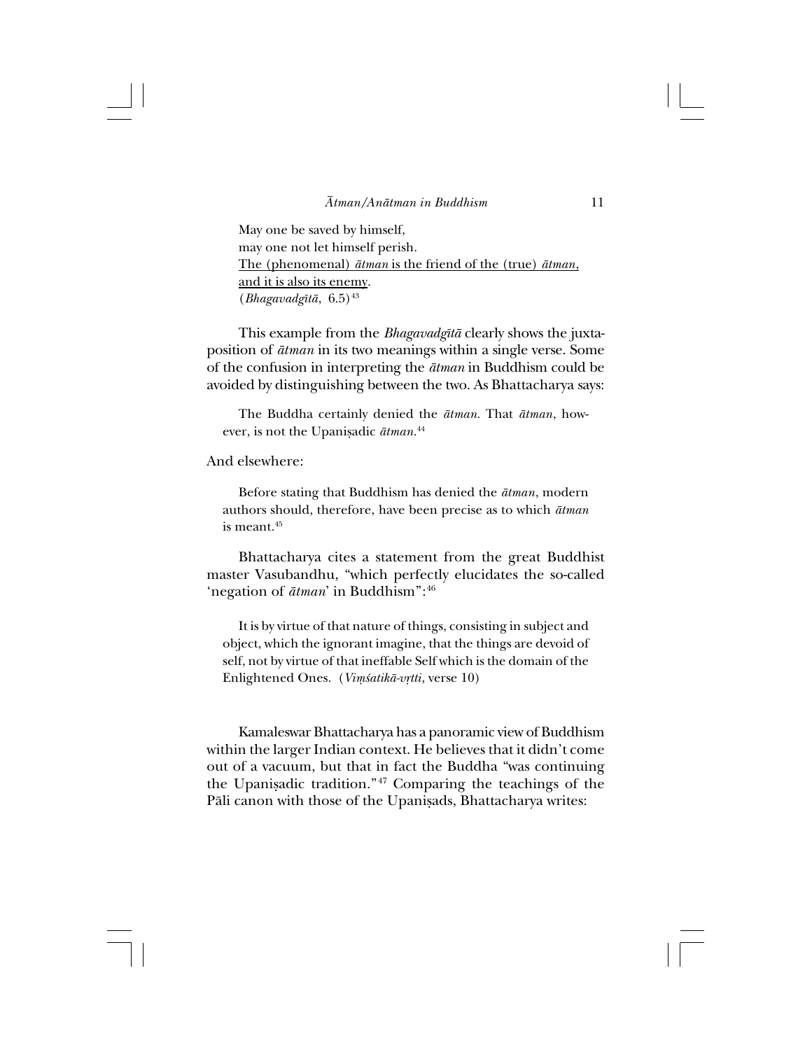> May one be saved by himself,
> may one not let himself perish.
> <u>The (phenomenal) *ātman* is the friend of the (true) *ātman*, and it is also its enemy</u>.
> (*Bhagavadgītā*, 6.5)[43]

This example from the *Bhagavadgītā* clearly shows the juxtaposition of *ātman* in its two meanings within a single verse. Some of the confusion in interpreting the *ātman* in Buddhism could be avoided by distinguishing between the two. As Bhattacharya says:

> The Buddha certainly denied the *ātman*. That *ātman*, however, is not the Upaniṣadic *ātman*.[44]

And elsewhere:

> Before stating that Buddhism has denied the *ātman*, modern authors should, therefore, have been precise as to which *ātman* is meant.[45]

Bhattacharya cites a statement from the great Buddhist master Vasubandhu, "which perfectly elucidates the so-called 'negation of *ātman*' in Buddhism":[46]

> It is by virtue of that nature of things, consisting in subject and object, which the ignorant imagine, that the things are devoid of self, not by virtue of that ineffable Self which is the domain of the Enlightened Ones. (*Viṃśatikā-vṛtti*, verse 10)

Kamaleswar Bhattacharya has a panoramic view of Buddhism within the larger Indian context. He believes that it didn't come out of a vacuum, but that in fact the Buddha "was continuing the Upaniṣadic tradition."[47] Comparing the teachings of the Pāli canon with those of the Upaniṣads, Bhattacharya writes: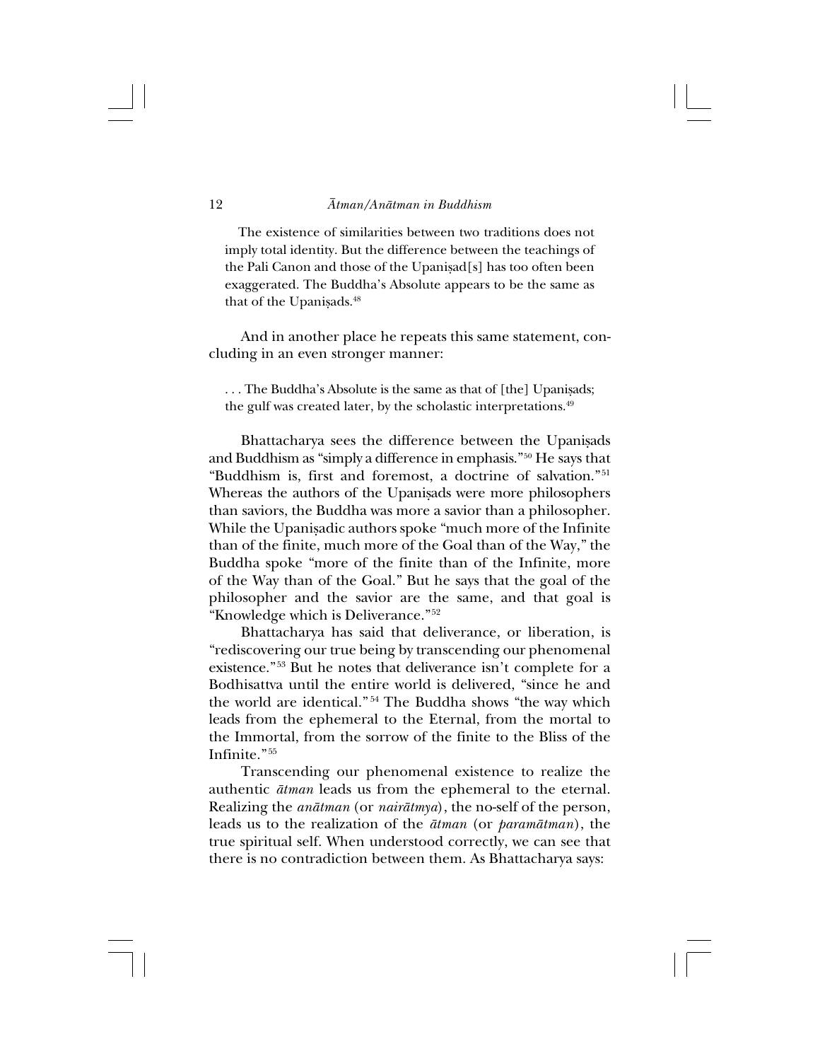> The existence of similarities between two traditions does not imply total identity. But the difference between the teachings of the Pali Canon and those of the Upaniṣad[s] has too often been exaggerated. The Buddha's Absolute appears to be the same as that of the Upaniṣads.[48]

And in another place he repeats this same statement, concluding in an even stronger manner:

> . . . The Buddha's Absolute is the same as that of [the] Upaniṣads; the gulf was created later, by the scholastic interpretations.[49]

Bhattacharya sees the difference between the Upaniṣads and Buddhism as "simply a difference in emphasis."[50] He says that "Buddhism is, first and foremost, a doctrine of salvation."[51] Whereas the authors of the Upaniṣads were more philosophers than saviors, the Buddha was more a savior than a philosopher. While the Upaniṣadic authors spoke "much more of the Infinite than of the finite, much more of the Goal than of the Way," the Buddha spoke "more of the finite than of the Infinite, more of the Way than of the Goal." But he says that the goal of the philosopher and the savior are the same, and that goal is "Knowledge which is Deliverance."[52]

Bhattacharya has said that deliverance, or liberation, is "rediscovering our true being by transcending our phenomenal existence."[53] But he notes that deliverance isn't complete for a Bodhisattva until the entire world is delivered, "since he and the world are identical."[54] The Buddha shows "the way which leads from the ephemeral to the Eternal, from the mortal to the Immortal, from the sorrow of the finite to the Bliss of the Infinite."[55]

Transcending our phenomenal existence to realize the authentic *ātman* leads us from the ephemeral to the eternal. Realizing the *anātman* (or *nairātmya*), the no-self of the person, leads us to the realization of the *ātman* (or *paramātman*), the true spiritual self. When understood correctly, we can see that there is no contradiction between them. As Bhattacharya says: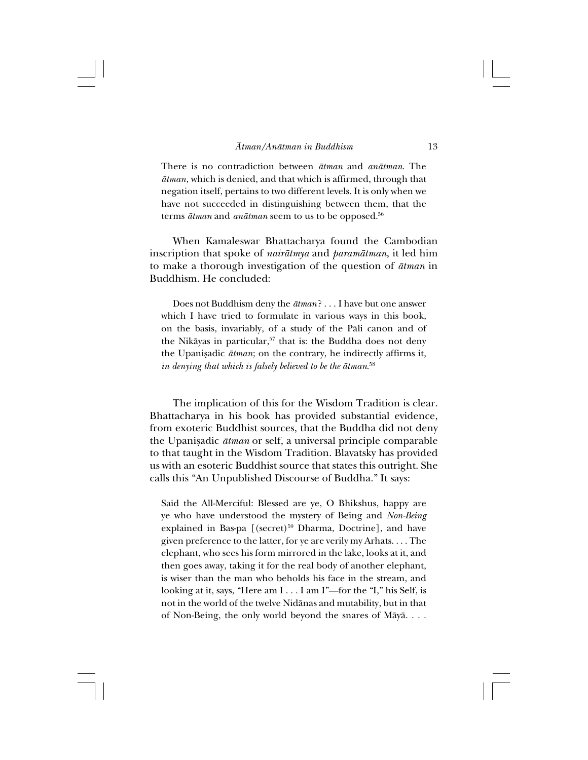> There is no contradiction between *ātman* and *anātman*. The *ātman*, which is denied, and that which is affirmed, through that negation itself, pertains to two different levels. It is only when we have not succeeded in distinguishing between them, that the terms *ātman* and *anātman* seem to us to be opposed.[56]

When Kamaleswar Bhattacharya found the Cambodian inscription that spoke of *nairātmya* and *paramātman*, it led him to make a thorough investigation of the question of *ātman* in Buddhism. He concluded:

> Does not Buddhism deny the *ātman*? . . . I have but one answer which I have tried to formulate in various ways in this book, on the basis, invariably, of a study of the Pāli canon and of the Nikāyas in particular,[57] that is: the Buddha does not deny the Upaniṣadic *ātman*; on the contrary, he indirectly affirms it, *in denying that which is falsely believed to be the ātman*.[58]

The implication of this for the Wisdom Tradition is clear. Bhattacharya in his book has provided substantial evidence, from exoteric Buddhist sources, that the Buddha did not deny the Upaniṣadic *ātman* or self, a universal principle comparable to that taught in the Wisdom Tradition. Blavatsky has provided us with an esoteric Buddhist source that states this outright. She calls this "An Unpublished Discourse of Buddha." It says:

> Said the All-Merciful: Blessed are ye, O Bhikshus, happy are ye who have understood the mystery of Being and *Non-Being* explained in Bas-pa [(secret)[59] Dharma, Doctrine], and have given preference to the latter, for ye are verily my Arhats. . . . The elephant, who sees his form mirrored in the lake, looks at it, and then goes away, taking it for the real body of another elephant, is wiser than the man who beholds his face in the stream, and looking at it, says, "Here am I . . . I am I"—for the "I," his Self, is not in the world of the twelve Nidānas and mutability, but in that of Non-Being, the only world beyond the snares of Māyā. . . .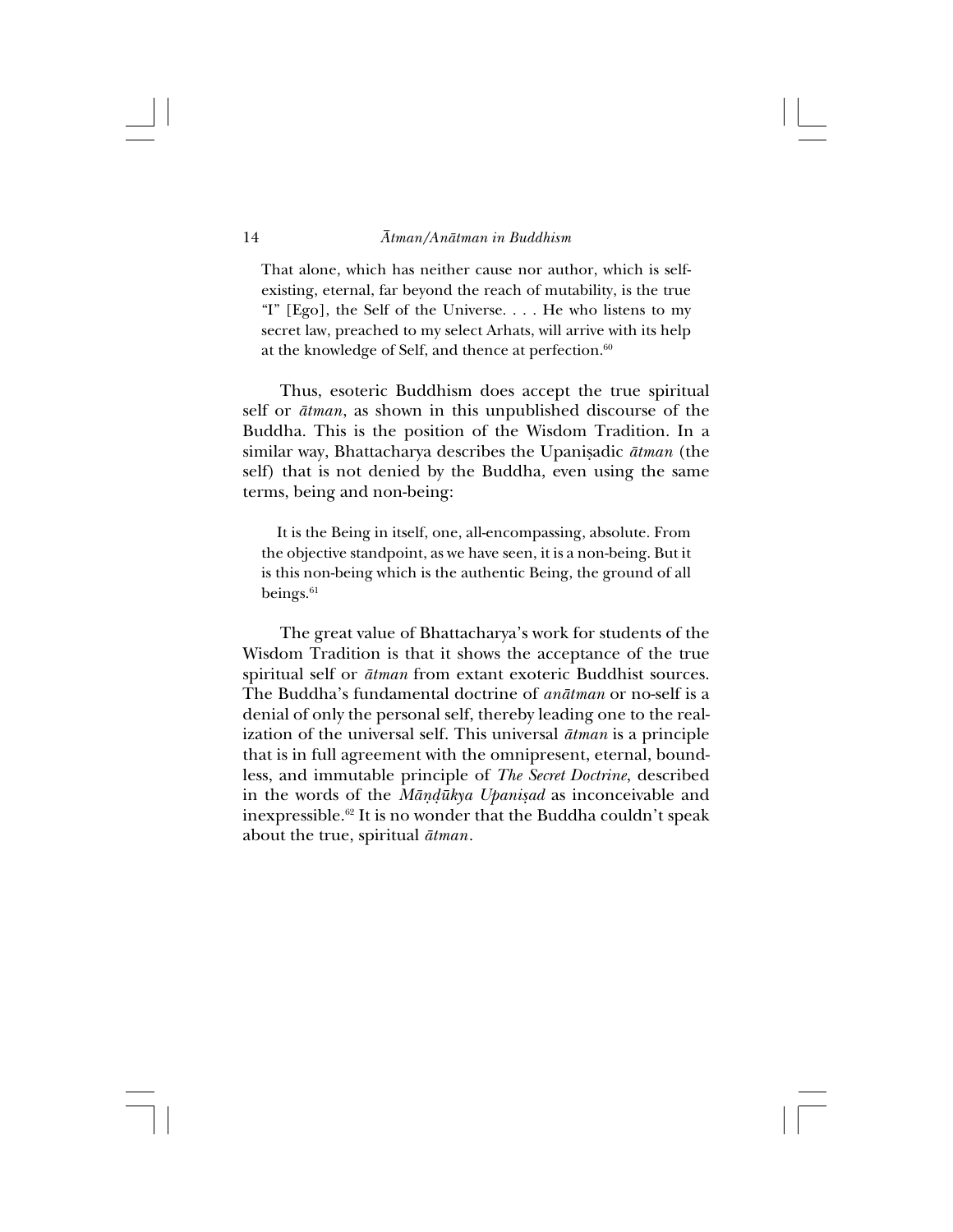> That alone, which has neither cause nor author, which is self-existing, eternal, far beyond the reach of mutability, is the true "I" [Ego], the Self of the Universe. . . . He who listens to my secret law, preached to my select Arhats, will arrive with its help at the knowledge of Self, and thence at perfection.[60]

Thus, esoteric Buddhism does accept the true spiritual self or *ātman*, as shown in this unpublished discourse of the Buddha. This is the position of the Wisdom Tradition. In a similar way, Bhattacharya describes the Upaniṣadic *ātman* (the self) that is not denied by the Buddha, even using the same terms, being and non-being:

> It is the Being in itself, one, all-encompassing, absolute. From the objective standpoint, as we have seen, it is a non-being. But it is this non-being which is the authentic Being, the ground of all beings.[61]

The great value of Bhattacharya's work for students of the Wisdom Tradition is that it shows the acceptance of the true spiritual self or *ātman* from extant exoteric Buddhist sources. The Buddha's fundamental doctrine of *anātman* or no-self is a denial of only the personal self, thereby leading one to the realization of the universal self. This universal *ātman* is a principle that is in full agreement with the omnipresent, eternal, boundless, and immutable principle of *The Secret Doctrine*, described in the words of the *Māṇḍūkya Upaniṣad* as inconceivable and inexpressible.[62] It is no wonder that the Buddha couldn't speak about the true, spiritual *ātman*.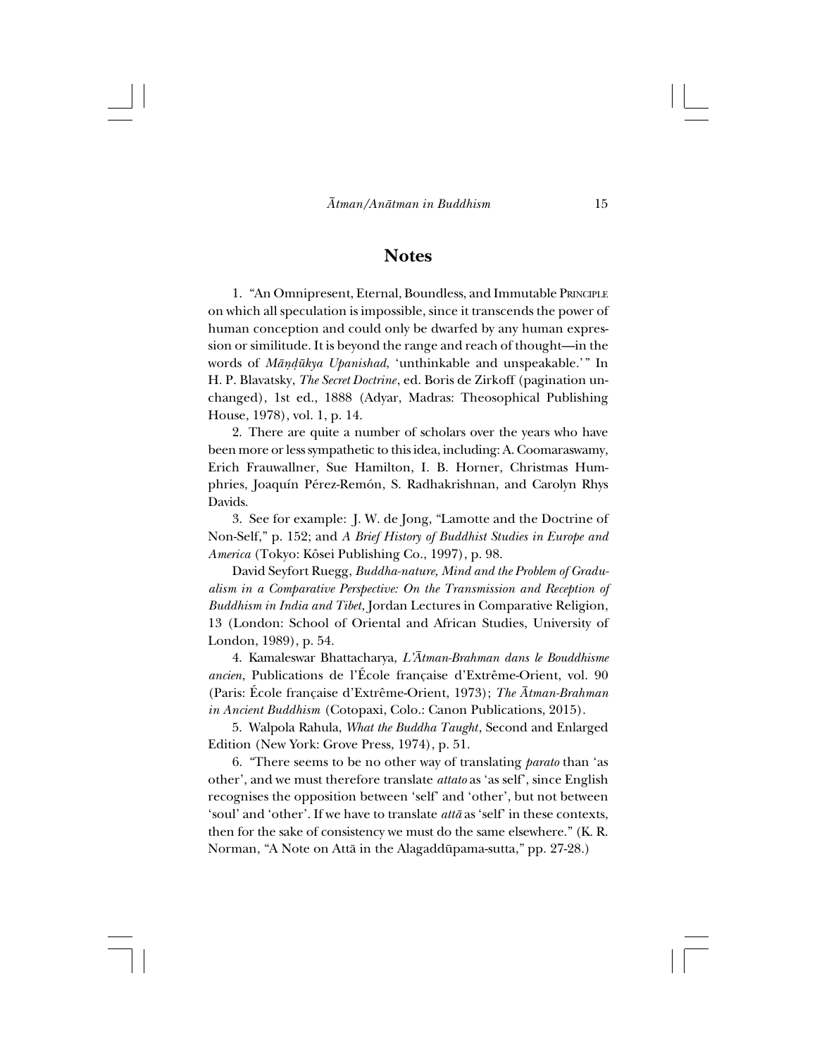## Notes

1. "An Omnipresent, Eternal, Boundless, and Immutable PRINCIPLE on which all speculation is impossible, since it transcends the power of human conception and could only be dwarfed by any human expression or similitude. It is beyond the range and reach of thought—in the words of *Māṇḍūkya Upanishad*, 'unthinkable and unspeakable.'" In H. P. Blavatsky, *The Secret Doctrine*, ed. Boris de Zirkoff (pagination unchanged), 1st ed., 1888 (Adyar, Madras: Theosophical Publishing House, 1978), vol. 1, p. 14.

2. There are quite a number of scholars over the years who have been more or less sympathetic to this idea, including: A. Coomaraswamy, Erich Frauwallner, Sue Hamilton, I. B. Horner, Christmas Humphries, Joaquín Pérez-Remón, S. Radhakrishnan, and Carolyn Rhys Davids.

3. See for example: J. W. de Jong, "Lamotte and the Doctrine of Non-Self," p. 152; and *A Brief History of Buddhist Studies in Europe and America* (Tokyo: Kôsei Publishing Co., 1997), p. 98.

David Seyfort Ruegg, *Buddha-nature, Mind and the Problem of Gradualism in a Comparative Perspective: On the Transmission and Reception of Buddhism in India and Tibet*, Jordan Lectures in Comparative Religion, 13 (London: School of Oriental and African Studies, University of London, 1989), p. 54.

4. Kamaleswar Bhattacharya, *L'Ātman-Brahman dans le Bouddhisme ancien*, Publications de l'École française d'Extrême-Orient, vol. 90 (Paris: École française d'Extrême-Orient, 1973); *The Ātman-Brahman in Ancient Buddhism* (Cotopaxi, Colo.: Canon Publications, 2015).

5. Walpola Rahula, *What the Buddha Taught*, Second and Enlarged Edition (New York: Grove Press, 1974), p. 51.

6. "There seems to be no other way of translating *parato* than 'as other', and we must therefore translate *attato* as 'as self', since English recognises the opposition between 'self' and 'other', but not between 'soul' and 'other'. If we have to translate *attā* as 'self' in these contexts, then for the sake of consistency we must do the same elsewhere." (K. R. Norman, "A Note on Attā in the Alagaddūpama-sutta," pp. 27-28.)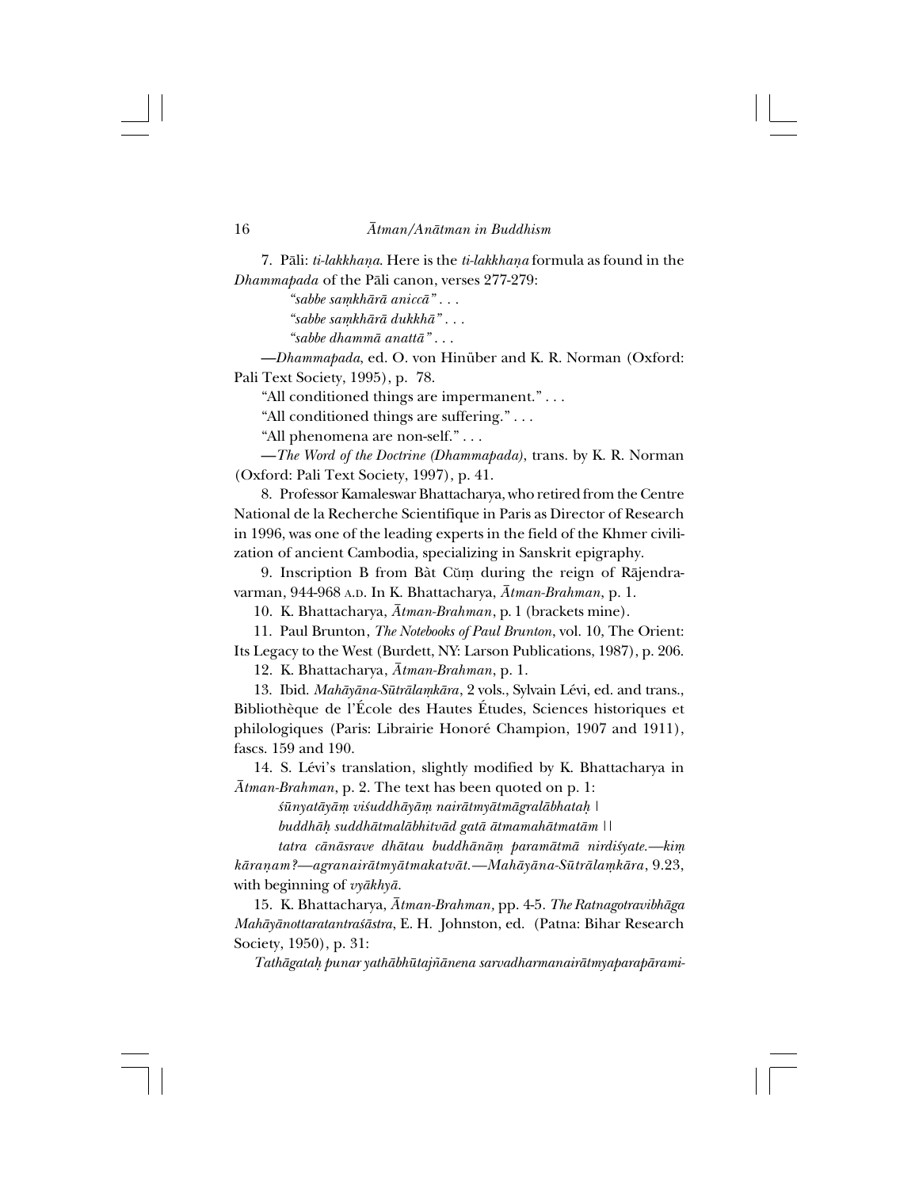7. Pāli: *ti-lakkhaṇa*. Here is the *ti-lakkhaṇa* formula as found in the *Dhammapada* of the Pāli canon, verses 277-279:

*"sabbe saṃkhārā aniccā"* . . .

*"sabbe saṃkhārā dukkhā"* . . .

*"sabbe dhammā anattā"* . . .

—*Dhammapada*, ed. O. von Hinüber and K. R. Norman (Oxford: Pali Text Society, 1995), p. 78.

"All conditioned things are impermanent." . . .

"All conditioned things are suffering." . . .

"All phenomena are non-self." . . .

—*The Word of the Doctrine (Dhammapada)*, trans. by K. R. Norman (Oxford: Pali Text Society, 1997), p. 41.

8. Professor Kamaleswar Bhattacharya, who retired from the Centre National de la Recherche Scientifique in Paris as Director of Research in 1996, was one of the leading experts in the field of the Khmer civilization of ancient Cambodia, specializing in Sanskrit epigraphy.

9. Inscription B from Bàt Cŭṃ during the reign of Rājendravarman, 944-968 A.D. In K. Bhattacharya, *Ātman-Brahman*, p. 1.

10. K. Bhattacharya, *Ātman-Brahman*, p. 1 (brackets mine).

11. Paul Brunton, *The Notebooks of Paul Brunton*, vol. 10, The Orient: Its Legacy to the West (Burdett, NY: Larson Publications, 1987), p. 206.

12. K. Bhattacharya, *Ātman-Brahman*, p. 1.

13. Ibid. *Mahāyāna-Sūtrālaṃkāra*, 2 vols., Sylvain Lévi, ed. and trans., Bibliothèque de l'École des Hautes Études, Sciences historiques et philologiques (Paris: Librairie Honoré Champion, 1907 and 1911), fascs. 159 and 190.

14. S. Lévi's translation, slightly modified by K. Bhattacharya in *Ātman-Brahman*, p. 2. The text has been quoted on p. 1:

*śūnyatāyāṃ viśuddhāyāṃ nairātmyātmāgralābhataḥ* |

*buddhāḥ suddhātmalābhitvād gatā ātmamahātmatām* ||

*tatra cānāsrave dhātau buddhānāṃ paramātmā nirdiśyate.—kiṃ kāraṇam?—agranairātmyātmakatvāt.—Mahāyāna-Sūtrālaṃkāra*, 9.23, with beginning of *vyākhyā*.

15. K. Bhattacharya, *Ātman-Brahman*, pp. 4-5. *The Ratnagotravibhāga Mahāyānottaratantraśāstra*, E. H. Johnston, ed. (Patna: Bihar Research Society, 1950), p. 31:

*Tathāgataḥ punar yathābhūtajñānena sarvadharmanairātmyaparapārami-*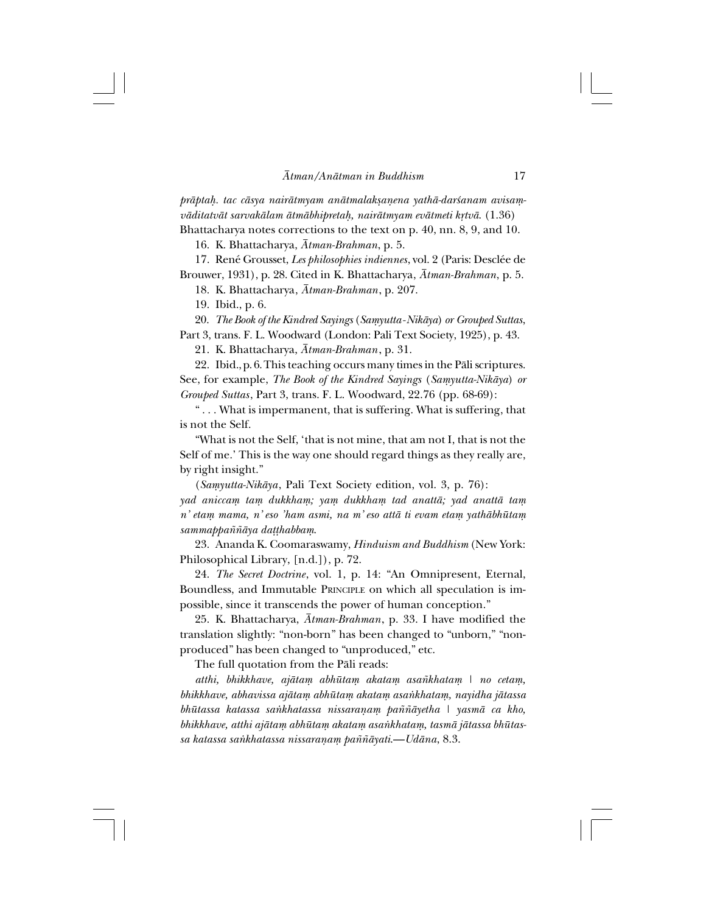*prāptaḥ. tac cāsya nairātmyam anātmalakṣaṇena yathā-darśanam avisaṃvāditatvāt sarvakālam ātmābhipretaḥ, nairātmyam evātmeti kṛtvā.* (1.36) Bhattacharya notes corrections to the text on p. 40, nn. 8, 9, and 10.

16. K. Bhattacharya, *Ātman-Brahman*, p. 5.

17. René Grousset, *Les philosophies indiennes*, vol. 2 (Paris: Desclée de Brouwer, 1931), p. 28. Cited in K. Bhattacharya, *Ātman-Brahman*, p. 5.

18. K. Bhattacharya, *Ātman-Brahman*, p. 207.

19. Ibid., p. 6.

20. *The Book of the Kindred Sayings* (*Saṃyutta-Nikāya*) *or Grouped Suttas*, Part 3, trans. F. L. Woodward (London: Pali Text Society, 1925), p. 43.

21. K. Bhattacharya, *Ātman-Brahman*, p. 31.

22. Ibid., p. 6. This teaching occurs many times in the Pāli scriptures. See, for example, *The Book of the Kindred Sayings* (*Saṃyutta-Nikāya*) *or Grouped Suttas*, Part 3, trans. F. L. Woodward, 22.76 (pp. 68-69):

" . . . What is impermanent, that is suffering. What is suffering, that is not the Self.

"What is not the Self, 'that is not mine, that am not I, that is not the Self of me.' This is the way one should regard things as they really are, by right insight."

(*Saṃyutta-Nikāya*, Pali Text Society edition, vol. 3, p. 76):
*yad aniccaṃ taṃ dukkhaṃ; yaṃ dukkhaṃ tad anattā; yad anattā taṃ n' etaṃ mama, n' eso 'ham asmi, na m' eso attā ti evam etaṃ yathābhūtaṃ sammappaññāya daṭṭhabbaṃ.*

23. Ananda K. Coomaraswamy, *Hinduism and Buddhism* (New York: Philosophical Library, [n.d.]), p. 72.

24. *The Secret Doctrine*, vol. 1, p. 14: "An Omnipresent, Eternal, Boundless, and Immutable PRINCIPLE on which all speculation is impossible, since it transcends the power of human conception."

25. K. Bhattacharya, *Ātman-Brahman*, p. 33. I have modified the translation slightly: "non-born" has been changed to "unborn," "non-produced" has been changed to "unproduced," etc.

The full quotation from the Pāli reads:

*atthi, bhikkhave, ajātaṃ abhūtaṃ akataṃ asañkhataṃ* | *no cetaṃ, bhikkhave, abhavissa ajātaṃ abhūtaṃ akataṃ asaṅkhataṃ, nayidha jātassa bhūtassa katassa saṅkhatassa nissaraṇaṃ paññāyetha* | *yasmā ca kho, bhikkhave, atthi ajātaṃ abhūtaṃ akataṃ asaṅkhataṃ, tasmā jātassa bhūtassa katassa saṅkhatassa nissaraṇaṃ paññāyati.*—*Udāna*, 8.3.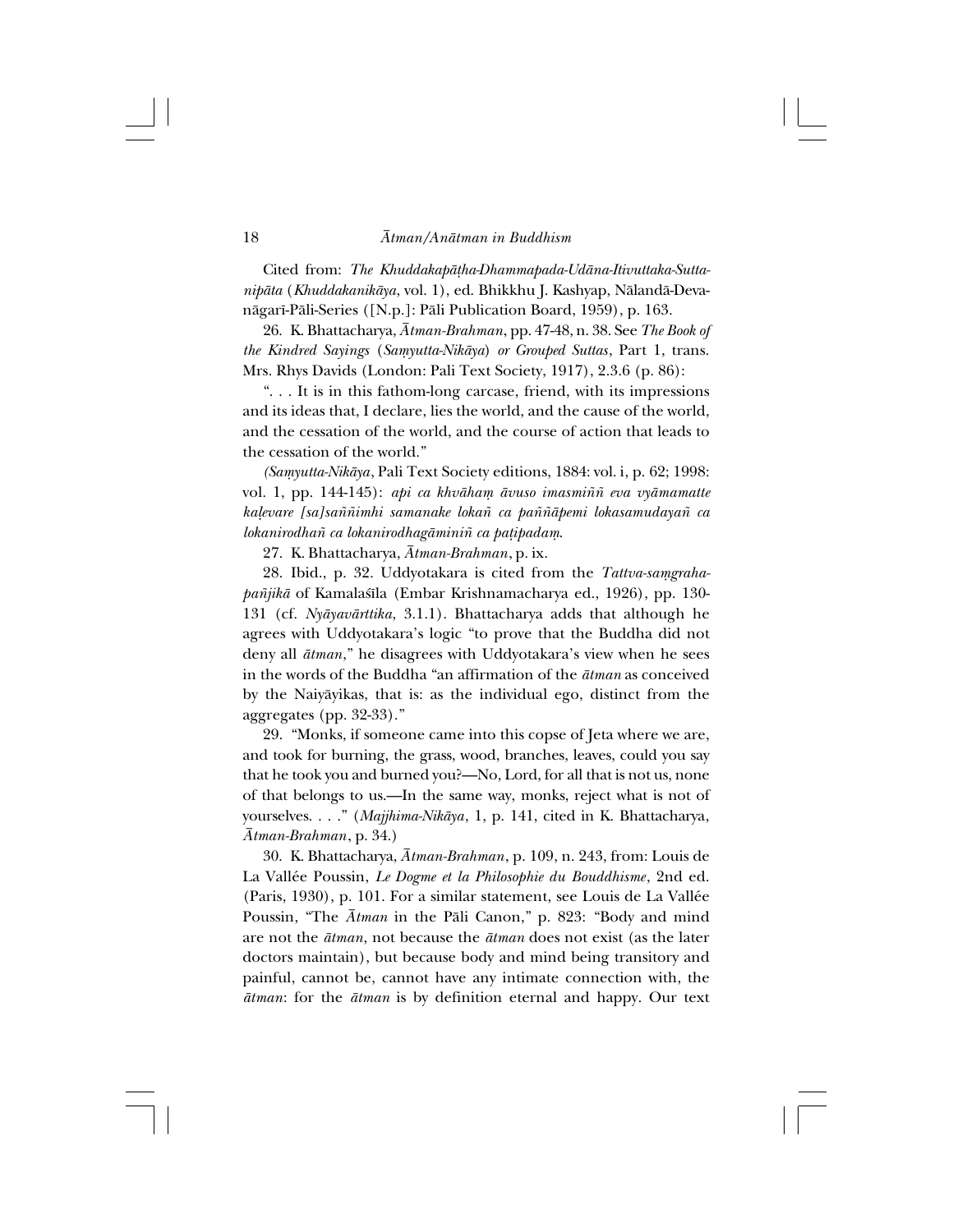Cited from: *The Khuddakapāṭha-Dhammapada-Udāna-Itivuttaka-Suttanipāta* (*Khuddakanikāya*, vol. 1), ed. Bhikkhu J. Kashyap, Nālandā-Devanāgarī-Pāli-Series ([N.p.]: Pāli Publication Board, 1959), p. 163.

26. K. Bhattacharya, *Ātman-Brahman*, pp. 47-48, n. 38. See *The Book of the Kindred Sayings* (*Saṃyutta-Nikāya*) *or Grouped Suttas*, Part 1, trans. Mrs. Rhys Davids (London: Pali Text Society, 1917), 2.3.6 (p. 86):

". . . It is in this fathom-long carcase, friend, with its impressions and its ideas that, I declare, lies the world, and the cause of the world, and the cessation of the world, and the course of action that leads to the cessation of the world."

*(Saṃyutta-Nikāya*, Pali Text Society editions, 1884: vol. i, p. 62; 1998: vol. 1, pp. 144-145): *api ca khvāhaṃ āvuso imasmiññ eva vyāmamatte kaḷevare [sa]saññimhi samanake lokañ ca paññāpemi lokasamudayañ ca lokanirodhañ ca lokanirodhagāminiñ ca paṭipadaṃ*.

27. K. Bhattacharya, *Ātman-Brahman*, p. ix.

28. Ibid., p. 32. Uddyotakara is cited from the *Tattva-saṃgraha-pañjikā* of Kamalaśīla (Embar Krishnamacharya ed., 1926), pp. 130-131 (cf. *Nyāyavārttika*, 3.1.1). Bhattacharya adds that although he agrees with Uddyotakara's logic "to prove that the Buddha did not deny all *ātman*," he disagrees with Uddyotakara's view when he sees in the words of the Buddha "an affirmation of the *ātman* as conceived by the Naiyāyikas, that is: as the individual ego, distinct from the aggregates (pp. 32-33)."

29. "Monks, if someone came into this copse of Jeta where we are, and took for burning, the grass, wood, branches, leaves, could you say that he took you and burned you?—No, Lord, for all that is not us, none of that belongs to us.—In the same way, monks, reject what is not of yourselves. . . ." (*Majjhima-Nikāya*, 1, p. 141, cited in K. Bhattacharya, *Ātman-Brahman*, p. 34.)

30. K. Bhattacharya, *Ātman-Brahman*, p. 109, n. 243, from: Louis de La Vallée Poussin, *Le Dogme et la Philosophie du Bouddhisme*, 2nd ed. (Paris, 1930), p. 101. For a similar statement, see Louis de La Vallée Poussin, "The *Ātman* in the Pāli Canon," p. 823: "Body and mind are not the *ātman*, not because the *ātman* does not exist (as the later doctors maintain), but because body and mind being transitory and painful, cannot be, cannot have any intimate connection with, the *ātman*: for the *ātman* is by definition eternal and happy. Our text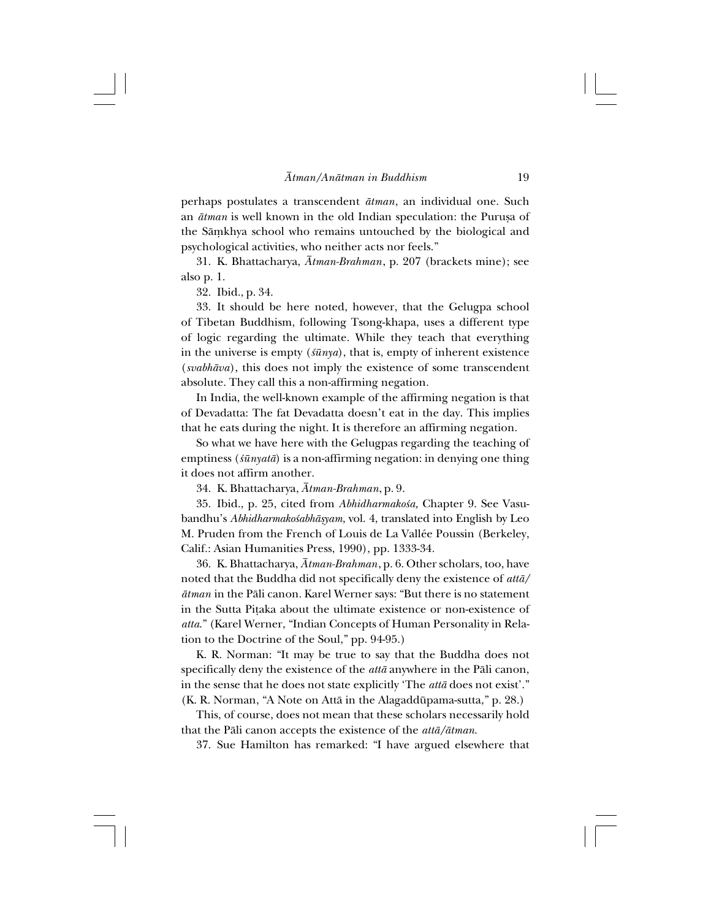perhaps postulates a transcendent *ātman*, an individual one. Such an *ātman* is well known in the old Indian speculation: the Puruṣa of the Sāṃkhya school who remains untouched by the biological and psychological activities, who neither acts nor feels."

31. K. Bhattacharya, *Ātman-Brahman*, p. 207 (brackets mine); see also p. 1.

32. Ibid., p. 34.

33. It should be here noted, however, that the Gelugpa school of Tibetan Buddhism, following Tsong-khapa, uses a different type of logic regarding the ultimate. While they teach that everything in the universe is empty (*śūnya*), that is, empty of inherent existence (*svabhāva*), this does not imply the existence of some transcendent absolute. They call this a non-affirming negation.

In India, the well-known example of the affirming negation is that of Devadatta: The fat Devadatta doesn't eat in the day. This implies that he eats during the night. It is therefore an affirming negation.

So what we have here with the Gelugpas regarding the teaching of emptiness (*śūnyatā*) is a non-affirming negation: in denying one thing it does not affirm another.

34. K. Bhattacharya, *Ātman-Brahman*, p. 9.

35. Ibid., p. 25, cited from *Abhidharmakośa,* Chapter 9. See Vasubandhu's *Abhidharmakośabhāṣyam*, vol. 4, translated into English by Leo M. Pruden from the French of Louis de La Vallée Poussin (Berkeley, Calif.: Asian Humanities Press, 1990), pp. 1333-34.

36. K. Bhattacharya, *Ātman-Brahman*, p. 6. Other scholars, too, have noted that the Buddha did not specifically deny the existence of *attā/ātman* in the Pāli canon. Karel Werner says: "But there is no statement in the Sutta Piṭaka about the ultimate existence or non-existence of *atta.*" (Karel Werner, "Indian Concepts of Human Personality in Relation to the Doctrine of the Soul," pp. 94-95.)

K. R. Norman: "It may be true to say that the Buddha does not specifically deny the existence of the *attā* anywhere in the Pāli canon, in the sense that he does not state explicitly 'The *attā* does not exist'." (K. R. Norman, "A Note on Attā in the Alagaddūpama-sutta," p. 28.)

This, of course, does not mean that these scholars necessarily hold that the Pāli canon accepts the existence of the *attā/ātman.*

37. Sue Hamilton has remarked: "I have argued elsewhere that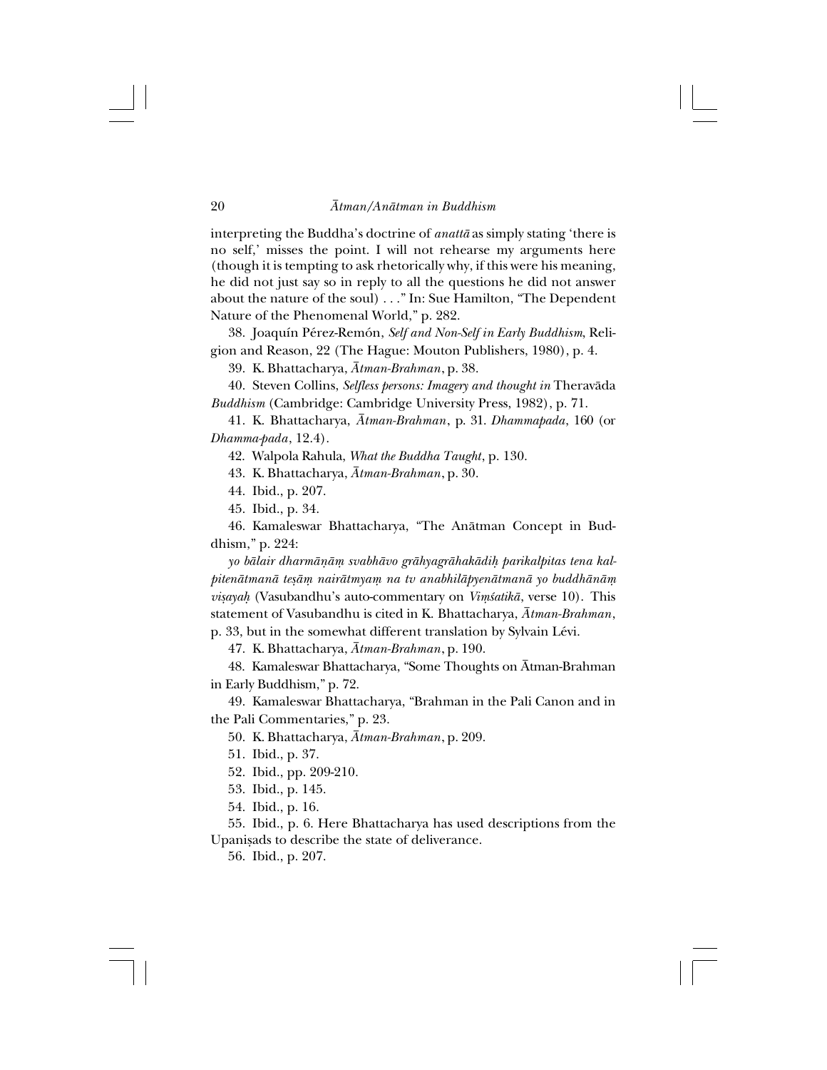interpreting the Buddha's doctrine of *anattā* as simply stating 'there is no self,' misses the point. I will not rehearse my arguments here (though it is tempting to ask rhetorically why, if this were his meaning, he did not just say so in reply to all the questions he did not answer about the nature of the soul) . . ." In: Sue Hamilton, "The Dependent Nature of the Phenomenal World," p. 282.

38. Joaquín Pérez-Remón, *Self and Non-Self in Early Buddhism*, Religion and Reason, 22 (The Hague: Mouton Publishers, 1980), p. 4.

39. K. Bhattacharya, *Ātman-Brahman*, p. 38.

40. Steven Collins, *Selfless persons: Imagery and thought in* Theravāda *Buddhism* (Cambridge: Cambridge University Press, 1982), p. 71.

41. K. Bhattacharya, *Ātman-Brahman*, p. 31. *Dhammapada*, 160 (or *Dhamma-pada*, 12.4).

42. Walpola Rahula, *What the Buddha Taught*, p. 130.

43. K. Bhattacharya, *Ātman-Brahman*, p. 30.

44. Ibid., p. 207.

45. Ibid., p. 34.

46. Kamaleswar Bhattacharya, "The Anātman Concept in Buddhism," p. 224:

*yo bālair dharmāṇāṃ svabhāvo grāhyagrāhakādiḥ parikalpitas tena kalpitenātmanā teṣāṃ nairātmyaṃ na tv anabhilāpyenātmanā yo buddhānāṃ viṣayaḥ* (Vasubandhu's auto-commentary on *Viṃśatikā*, verse 10). This statement of Vasubandhu is cited in K. Bhattacharya, *Ātman-Brahman*, p. 33, but in the somewhat different translation by Sylvain Lévi.

47. K. Bhattacharya, *Ātman-Brahman*, p. 190.

48. Kamaleswar Bhattacharya, "Some Thoughts on Ātman-Brahman in Early Buddhism," p. 72.

49. Kamaleswar Bhattacharya, "Brahman in the Pali Canon and in the Pali Commentaries," p. 23.

50. K. Bhattacharya, *Ātman-Brahman*, p. 209.

51. Ibid., p. 37.

52. Ibid., pp. 209-210.

53. Ibid., p. 145.

54. Ibid., p. 16.

55. Ibid., p. 6. Here Bhattacharya has used descriptions from the Upaniṣads to describe the state of deliverance.

56. Ibid., p. 207.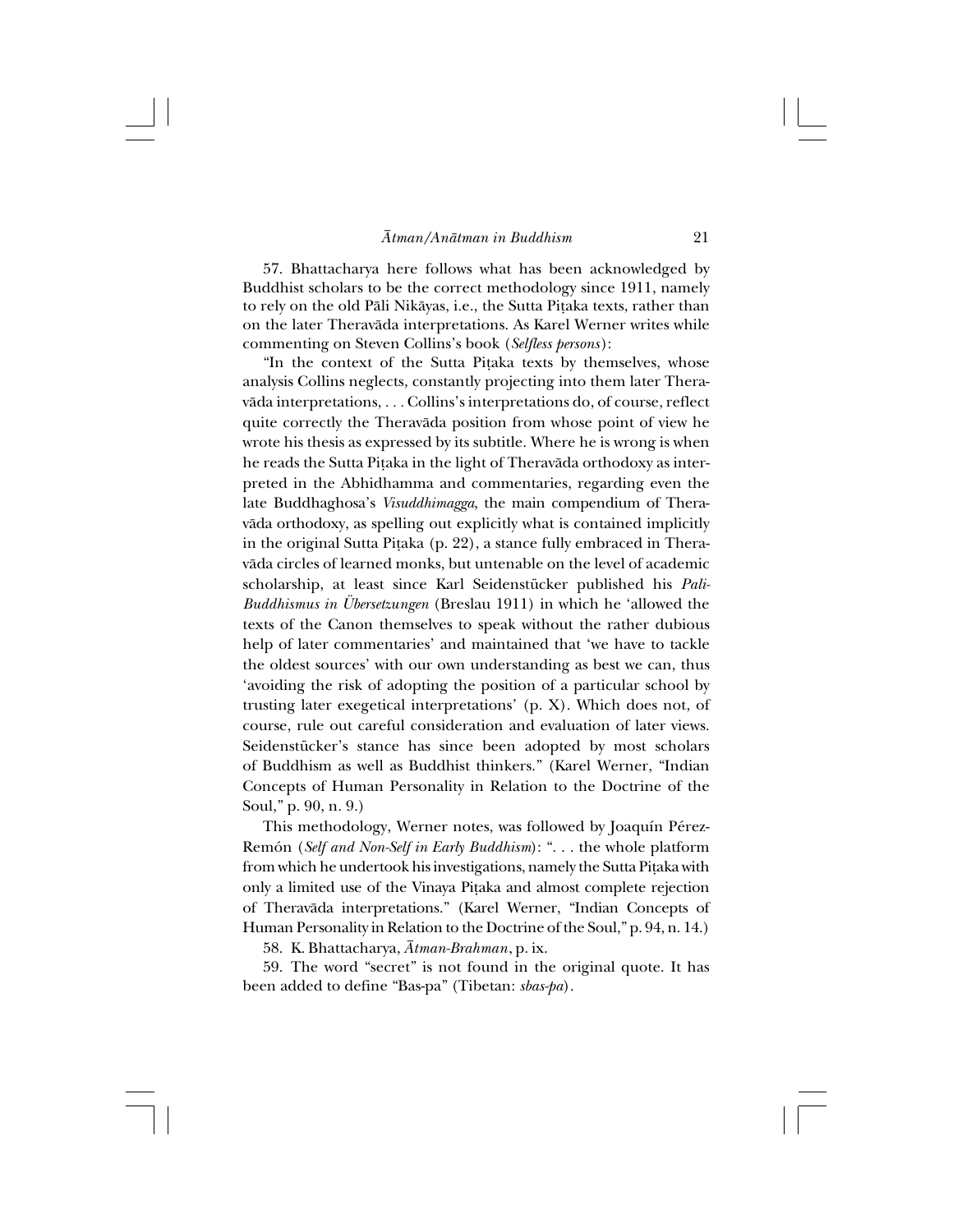57. Bhattacharya here follows what has been acknowledged by Buddhist scholars to be the correct methodology since 1911, namely to rely on the old Pāli Nikāyas, i.e., the Sutta Piṭaka texts, rather than on the later Theravāda interpretations. As Karel Werner writes while commenting on Steven Collins's book (*Selfless persons*):

"In the context of the Sutta Piṭaka texts by themselves, whose analysis Collins neglects, constantly projecting into them later Theravāda interpretations, . . . Collins's interpretations do, of course, reflect quite correctly the Theravāda position from whose point of view he wrote his thesis as expressed by its subtitle. Where he is wrong is when he reads the Sutta Piṭaka in the light of Theravāda orthodoxy as interpreted in the Abhidhamma and commentaries, regarding even the late Buddhaghosa's *Visuddhimagga*, the main compendium of Theravāda orthodoxy, as spelling out explicitly what is contained implicitly in the original Sutta Piṭaka (p. 22), a stance fully embraced in Theravāda circles of learned monks, but untenable on the level of academic scholarship, at least since Karl Seidenstücker published his *Pali-Buddhismus in Übersetzungen* (Breslau 1911) in which he 'allowed the texts of the Canon themselves to speak without the rather dubious help of later commentaries' and maintained that 'we have to tackle the oldest sources' with our own understanding as best we can, thus 'avoiding the risk of adopting the position of a particular school by trusting later exegetical interpretations' (p. X). Which does not, of course, rule out careful consideration and evaluation of later views. Seidenstücker's stance has since been adopted by most scholars of Buddhism as well as Buddhist thinkers." (Karel Werner, "Indian Concepts of Human Personality in Relation to the Doctrine of the Soul," p. 90, n. 9.)

This methodology, Werner notes, was followed by Joaquín Pérez-Remón (*Self and Non-Self in Early Buddhism*): ". . . the whole platform from which he undertook his investigations, namely the Sutta Piṭaka with only a limited use of the Vinaya Piṭaka and almost complete rejection of Theravāda interpretations." (Karel Werner, "Indian Concepts of Human Personality in Relation to the Doctrine of the Soul," p. 94, n. 14.)

58. K. Bhattacharya, *Ātman-Brahman*, p. ix.

59. The word "secret" is not found in the original quote. It has been added to define "Bas-pa" (Tibetan: *sbas-pa*).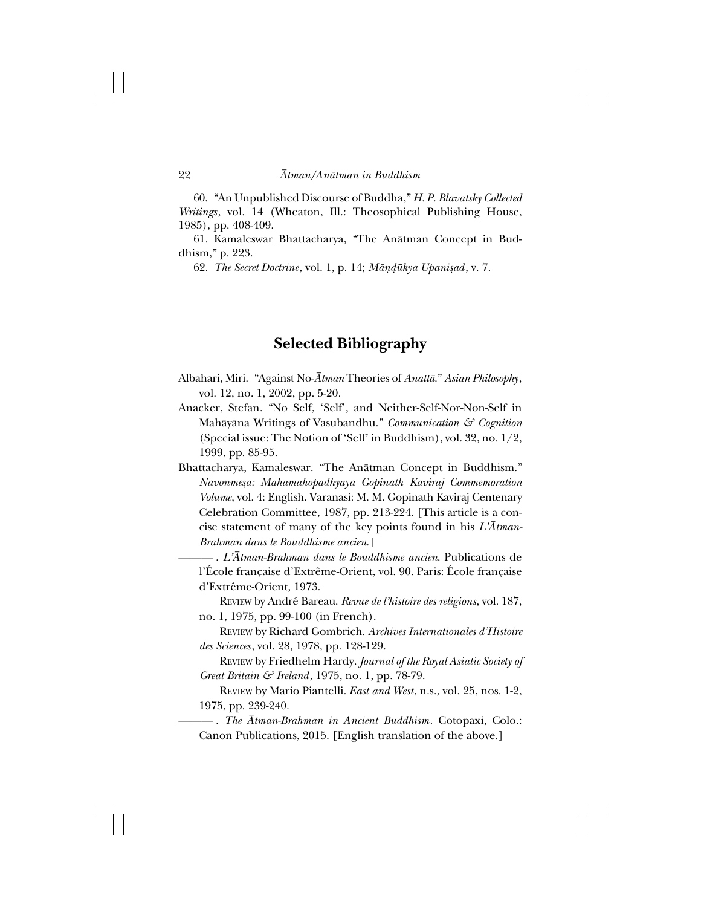60. "An Unpublished Discourse of Buddha," *H. P. Blavatsky Collected Writings*, vol. 14 (Wheaton, Ill.: Theosophical Publishing House, 1985), pp. 408-409.

61. Kamaleswar Bhattacharya, "The Anātman Concept in Buddhism," p. 223.

62. *The Secret Doctrine*, vol. 1, p. 14; *Māṇḍūkya Upaniṣad*, v. 7.

## Selected Bibliography

Albahari, Miri. "Against No-*Ātman* Theories of *Anattā*." *Asian Philosophy*, vol. 12, no. 1, 2002, pp. 5-20.

Anacker, Stefan. "No Self, 'Self', and Neither-Self-Nor-Non-Self in Mahāyāna Writings of Vasubandhu." *Communication & Cognition* (Special issue: The Notion of 'Self' in Buddhism), vol. 32, no. 1/2, 1999, pp. 85-95.

Bhattacharya, Kamaleswar. "The Anātman Concept in Buddhism." *Navonmeṣa: Mahamahopadhyaya Gopinath Kaviraj Commemoration Volume*, vol. 4: English. Varanasi: M. M. Gopinath Kaviraj Centenary Celebration Committee, 1987, pp. 213-224. [This article is a concise statement of many of the key points found in his *L'Ātman-Brahman dans le Bouddhisme ancien*.]

———. *L'Ātman-Brahman dans le Bouddhisme ancien*. Publications de l'École française d'Extrême-Orient, vol. 90. Paris: École française d'Extrême-Orient, 1973.

REVIEW by André Bareau. *Revue de l'histoire des religions*, vol. 187, no. 1, 1975, pp. 99-100 (in French).

REVIEW by Richard Gombrich. *Archives Internationales d'Histoire des Sciences*, vol. 28, 1978, pp. 128-129.

REVIEW by Friedhelm Hardy. *Journal of the Royal Asiatic Society of Great Britain & Ireland*, 1975, no. 1, pp. 78-79.

REVIEW by Mario Piantelli. *East and West*, n.s., vol. 25, nos. 1-2, 1975, pp. 239-240.

———. *The Ātman-Brahman in Ancient Buddhism*. Cotopaxi, Colo.: Canon Publications, 2015. [English translation of the above.]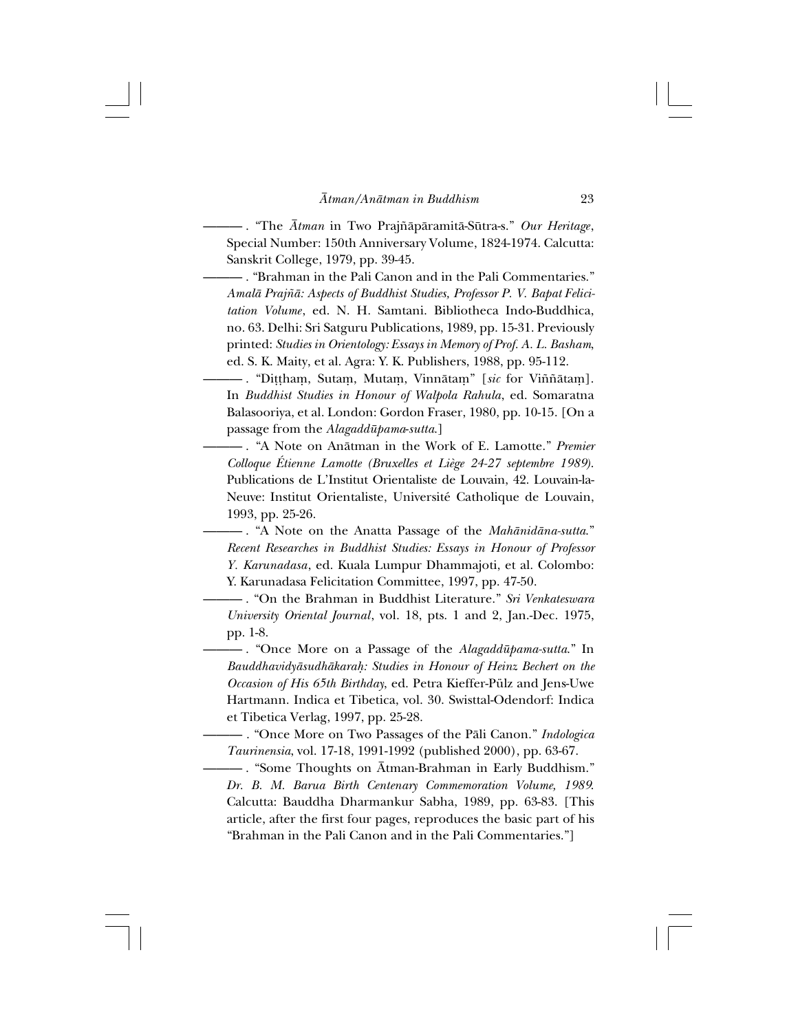———. "The *Ātman* in Two Prajñāpāramitā-Sūtra-s." *Our Heritage*, Special Number: 150th Anniversary Volume, 1824-1974. Calcutta: Sanskrit College, 1979, pp. 39-45.

———. "Brahman in the Pali Canon and in the Pali Commentaries." *Amalā Prajñā: Aspects of Buddhist Studies, Professor P. V. Bapat Felicitation Volume*, ed. N. H. Samtani. Bibliotheca Indo-Buddhica, no. 63. Delhi: Sri Satguru Publications, 1989, pp. 15-31. Previously printed: *Studies in Orientology: Essays in Memory of Prof. A. L. Basham*, ed. S. K. Maity, et al. Agra: Y. K. Publishers, 1988, pp. 95-112.

———. "Diṭṭhaṃ, Sutaṃ, Mutaṃ, Vinnātaṃ" [*sic* for Viññātaṃ]. In *Buddhist Studies in Honour of Walpola Rahula*, ed. Somaratna Balasooriya, et al. London: Gordon Fraser, 1980, pp. 10-15. [On a passage from the *Alagaddūpama-sutta*.]

———. "A Note on Anātman in the Work of E. Lamotte." *Premier Colloque Étienne Lamotte (Bruxelles et Liège 24-27 septembre 1989)*. Publications de L'Institut Orientaliste de Louvain, 42. Louvain-la-Neuve: Institut Orientaliste, Université Catholique de Louvain, 1993, pp. 25-26.

———. "A Note on the Anatta Passage of the *Mahānidāna-sutta*." *Recent Researches in Buddhist Studies: Essays in Honour of Professor Y. Karunadasa*, ed. Kuala Lumpur Dhammajoti, et al. Colombo: Y. Karunadasa Felicitation Committee, 1997, pp. 47-50.

———. "On the Brahman in Buddhist Literature." *Sri Venkateswara University Oriental Journal*, vol. 18, pts. 1 and 2, Jan.-Dec. 1975, pp. 1-8.

———. "Once More on a Passage of the *Alagaddūpama-sutta*." In *Bauddhavidyāsudhākaraḥ: Studies in Honour of Heinz Bechert on the Occasion of His 65th Birthday*, ed. Petra Kieffer-Pülz and Jens-Uwe Hartmann. Indica et Tibetica, vol. 30. Swisttal-Odendorf: Indica et Tibetica Verlag, 1997, pp. 25-28.

———. "Once More on Two Passages of the Pāli Canon." *Indologica Taurinensia*, vol. 17-18, 1991-1992 (published 2000), pp. 63-67.

———. "Some Thoughts on Ātman-Brahman in Early Buddhism." *Dr. B. M. Barua Birth Centenary Commemoration Volume, 1989*. Calcutta: Bauddha Dharmankur Sabha, 1989, pp. 63-83. [This article, after the first four pages, reproduces the basic part of his "Brahman in the Pali Canon and in the Pali Commentaries."]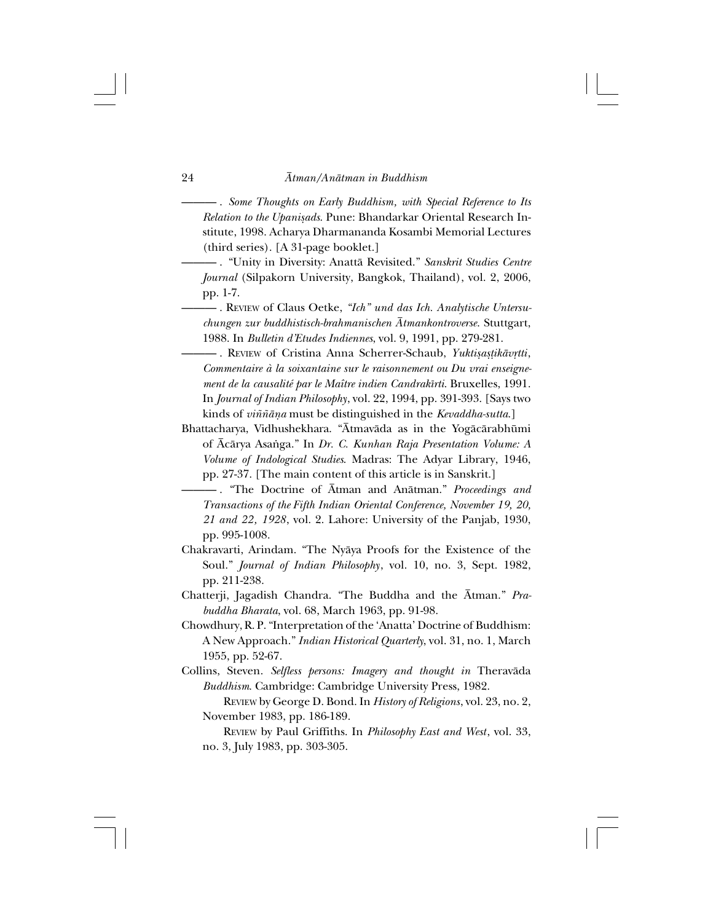———. *Some Thoughts on Early Buddhism, with Special Reference to Its Relation to the Upaniṣads*. Pune: Bhandarkar Oriental Research Institute, 1998. Acharya Dharmananda Kosambi Memorial Lectures (third series). [A 31-page booklet.]

———. "Unity in Diversity: Anattā Revisited." *Sanskrit Studies Centre Journal* (Silpakorn University, Bangkok, Thailand), vol. 2, 2006, pp. 1-7.

———. REVIEW of Claus Oetke, *"Ich" und das Ich. Analytische Untersuchungen zur buddhistisch-brahmanischen Ātmankontroverse*. Stuttgart, 1988. In *Bulletin d'Etudes Indiennes*, vol. 9, 1991, pp. 279-281.

———. REVIEW of Cristina Anna Scherrer-Schaub, *Yuktiṣaṣṭikāvṛtti, Commentaire à la soixantaine sur le raisonnement ou Du vrai enseignement de la causalité par le Maître indien Candrakīrti*. Bruxelles, 1991. In *Journal of Indian Philosophy*, vol. 22, 1994, pp. 391-393. [Says two kinds of *viññāṇa* must be distinguished in the *Kevaddha-sutta*.]

Bhattacharya, Vidhushekhara. "Ātmavāda as in the Yogācārabhūmi of Ācārya Asaṅga." In *Dr. C. Kunhan Raja Presentation Volume: A Volume of Indological Studies*. Madras: The Adyar Library, 1946, pp. 27-37. [The main content of this article is in Sanskrit.]

———. "The Doctrine of Ātman and Anātman." *Proceedings and Transactions of the Fifth Indian Oriental Conference, November 19, 20, 21 and 22, 1928*, vol. 2. Lahore: University of the Panjab, 1930, pp. 995-1008.

Chakravarti, Arindam. "The Nyāya Proofs for the Existence of the Soul." *Journal of Indian Philosophy*, vol. 10, no. 3, Sept. 1982, pp. 211-238.

Chatterji, Jagadish Chandra. "The Buddha and the Ātman." *Prabuddha Bharata*, vol. 68, March 1963, pp. 91-98.

Chowdhury, R. P. "Interpretation of the 'Anatta' Doctrine of Buddhism: A New Approach." *Indian Historical Quarterly*, vol. 31, no. 1, March 1955, pp. 52-67.

Collins, Steven. *Selfless persons: Imagery and thought in* Theravāda *Buddhism*. Cambridge: Cambridge University Press, 1982.

REVIEW by George D. Bond. In *History of Religions*, vol. 23, no. 2, November 1983, pp. 186-189.

REVIEW by Paul Griffiths. In *Philosophy East and West*, vol. 33, no. 3, July 1983, pp. 303-305.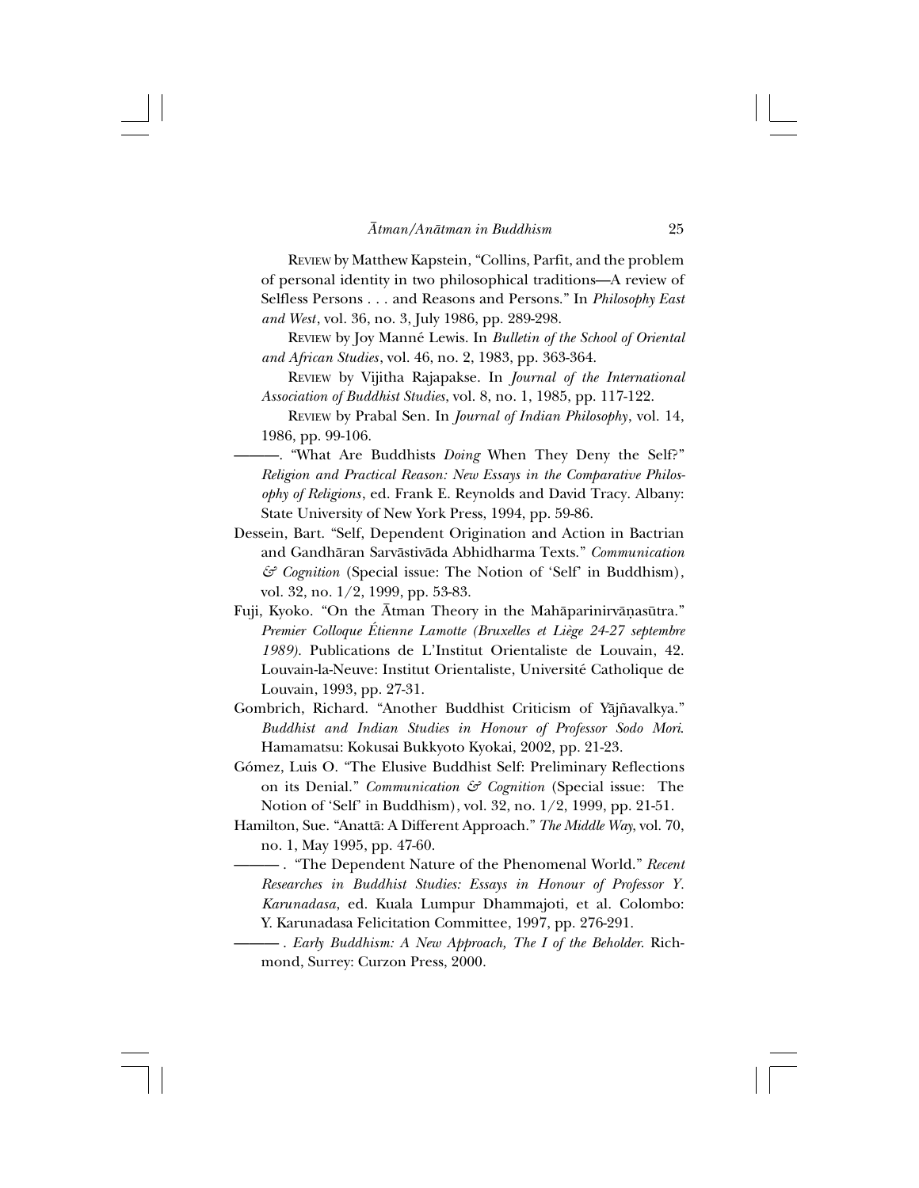REVIEW by Matthew Kapstein, "Collins, Parfit, and the problem of personal identity in two philosophical traditions—A review of Selfless Persons . . . and Reasons and Persons." In *Philosophy East and West*, vol. 36, no. 3, July 1986, pp. 289-298.

REVIEW by Joy Manné Lewis. In *Bulletin of the School of Oriental and African Studies*, vol. 46, no. 2, 1983, pp. 363-364.

REVIEW by Vijitha Rajapakse. In *Journal of the International Association of Buddhist Studies*, vol. 8, no. 1, 1985, pp. 117-122.

REVIEW by Prabal Sen. In *Journal of Indian Philosophy*, vol. 14, 1986, pp. 99-106.

———. "What Are Buddhists *Doing* When They Deny the Self?" *Religion and Practical Reason: New Essays in the Comparative Philosophy of Religions*, ed. Frank E. Reynolds and David Tracy. Albany: State University of New York Press, 1994, pp. 59-86.

Dessein, Bart. "Self, Dependent Origination and Action in Bactrian and Gandhāran Sarvāstivāda Abhidharma Texts." *Communication & Cognition* (Special issue: The Notion of 'Self' in Buddhism), vol. 32, no. 1/2, 1999, pp. 53-83.

Fuji, Kyoko. "On the Ātman Theory in the Mahāparinirvāṇasūtra." *Premier Colloque Étienne Lamotte (Bruxelles et Liège 24-27 septembre 1989).* Publications de L'Institut Orientaliste de Louvain, 42. Louvain-la-Neuve: Institut Orientaliste, Université Catholique de Louvain, 1993, pp. 27-31.

Gombrich, Richard. "Another Buddhist Criticism of Yājñavalkya." *Buddhist and Indian Studies in Honour of Professor Sodo Mori*. Hamamatsu: Kokusai Bukkyoto Kyokai, 2002, pp. 21-23.

Gómez, Luis O. "The Elusive Buddhist Self: Preliminary Reflections on its Denial." *Communication & Cognition* (Special issue: The Notion of 'Self' in Buddhism), vol. 32, no. 1/2, 1999, pp. 21-51.

Hamilton, Sue. "Anattā: A Different Approach." *The Middle Way*, vol. 70, no. 1, May 1995, pp. 47-60.

———. "The Dependent Nature of the Phenomenal World." *Recent Researches in Buddhist Studies: Essays in Honour of Professor Y. Karunadasa*, ed. Kuala Lumpur Dhammajoti, et al. Colombo: Y. Karunadasa Felicitation Committee, 1997, pp. 276-291.

———. *Early Buddhism: A New Approach, The I of the Beholder*. Richmond, Surrey: Curzon Press, 2000.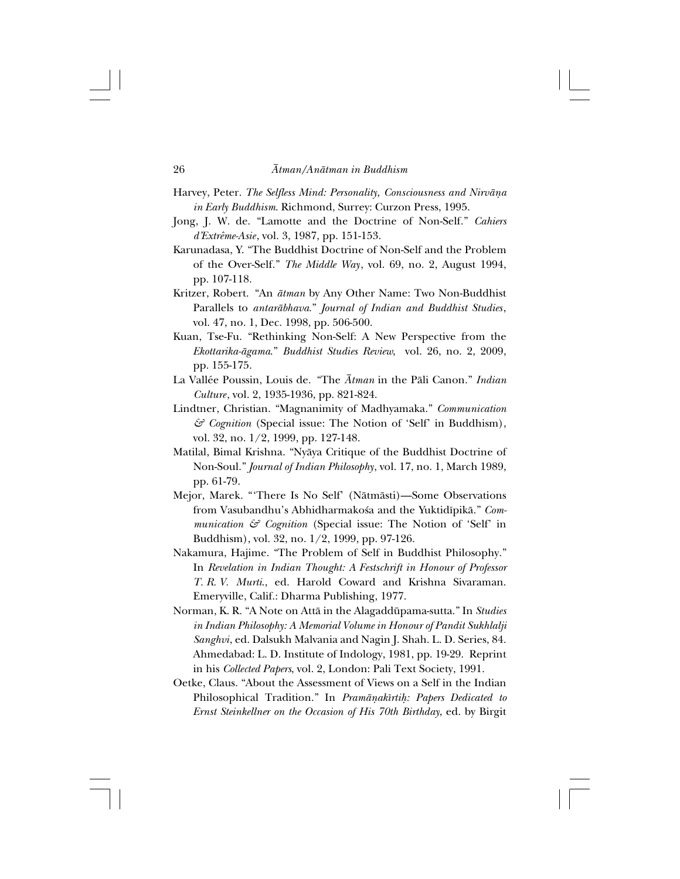Harvey, Peter. *The Selfless Mind: Personality, Consciousness and Nirvāṇa in Early Buddhism*. Richmond, Surrey: Curzon Press, 1995.

Jong, J. W. de. "Lamotte and the Doctrine of Non-Self." *Cahiers d'Extrême-Asie*, vol. 3, 1987, pp. 151-153.

Karunadasa, Y. "The Buddhist Doctrine of Non-Self and the Problem of the Over-Self." *The Middle Way*, vol. 69, no. 2, August 1994, pp. 107-118.

Kritzer, Robert. "An *ātman* by Any Other Name: Two Non-Buddhist Parallels to *antarābhava*." *Journal of Indian and Buddhist Studies*, vol. 47, no. 1, Dec. 1998, pp. 506-500.

Kuan, Tse-Fu. "Rethinking Non-Self: A New Perspective from the *Ekottarika-āgama*." *Buddhist Studies Review*, vol. 26, no. 2, 2009, pp. 155-175.

La Vallée Poussin, Louis de. "The *Ātman* in the Pāli Canon." *Indian Culture*, vol. 2, 1935-1936, pp. 821-824.

Lindtner, Christian. "Magnanimity of Madhyamaka." *Communication & Cognition* (Special issue: The Notion of 'Self' in Buddhism), vol. 32, no. 1/2, 1999, pp. 127-148.

Matilal, Bimal Krishna. "Nyāya Critique of the Buddhist Doctrine of Non-Soul." *Journal of Indian Philosophy*, vol. 17, no. 1, March 1989, pp. 61-79.

Mejor, Marek. "'There Is No Self' (Nātmāsti)—Some Observations from Vasubandhu's Abhidharmakośa and the Yuktidīpikā." *Communication & Cognition* (Special issue: The Notion of 'Self' in Buddhism), vol. 32, no. 1/2, 1999, pp. 97-126.

Nakamura, Hajime. "The Problem of Self in Buddhist Philosophy." In *Revelation in Indian Thought: A Festschrift in Honour of Professor T. R. V. Murti.*, ed. Harold Coward and Krishna Sivaraman. Emeryville, Calif.: Dharma Publishing, 1977.

Norman, K. R. "A Note on Attā in the Alagaddūpama-sutta." In *Studies in Indian Philosophy: A Memorial Volume in Honour of Pandit Sukhlalji Sanghvi*, ed. Dalsukh Malvania and Nagin J. Shah. L. D. Series, 84. Ahmedabad: L. D. Institute of Indology, 1981, pp. 19-29. Reprint in his *Collected Papers*, vol. 2, London: Pali Text Society, 1991.

Oetke, Claus. "About the Assessment of Views on a Self in the Indian Philosophical Tradition." In *Pramāṇakīrtiḥ: Papers Dedicated to Ernst Steinkellner on the Occasion of His 70th Birthday*, ed. by Birgit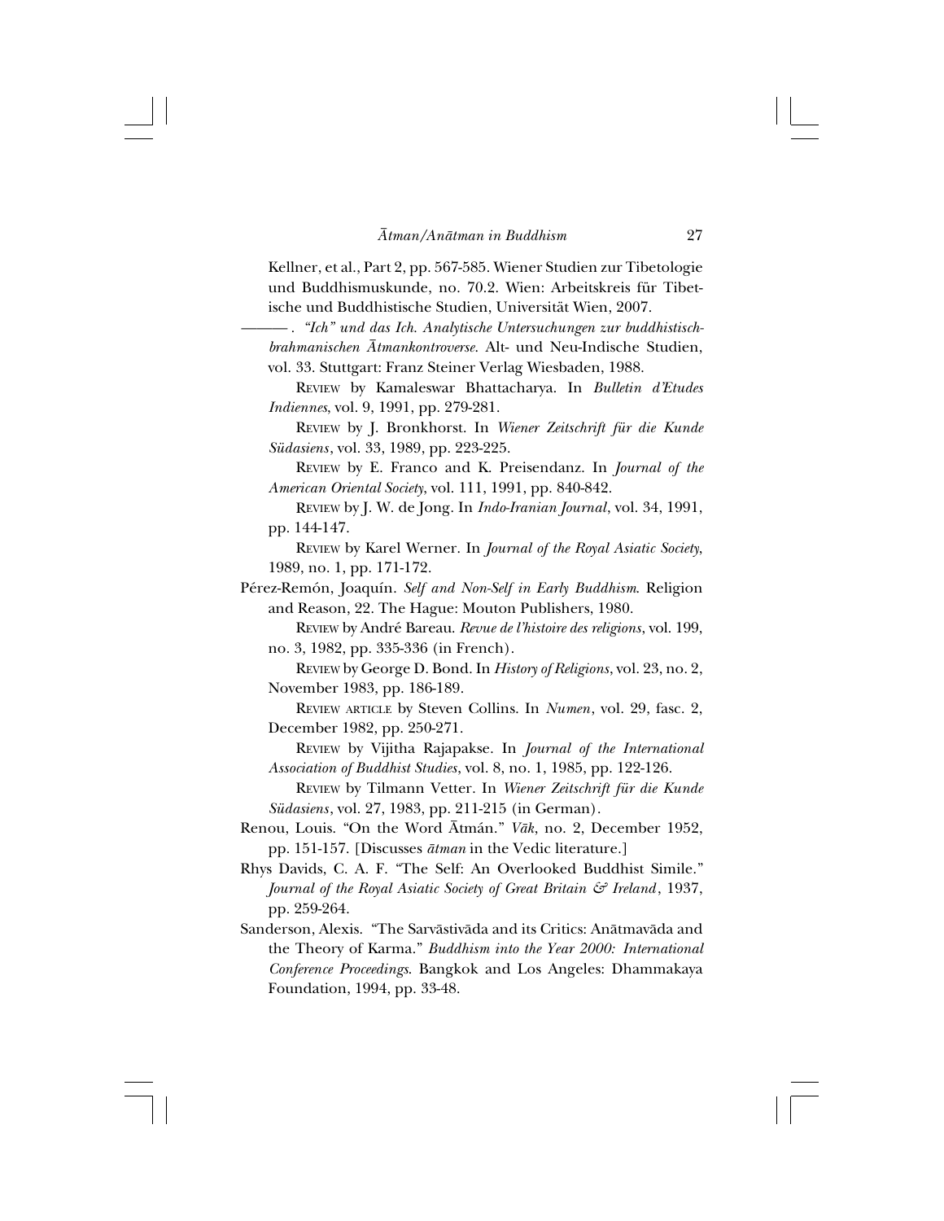Kellner, et al., Part 2, pp. 567-585. Wiener Studien zur Tibetologie und Buddhismuskunde, no. 70.2. Wien: Arbeitskreis für Tibetische und Buddhistische Studien, Universität Wien, 2007.

———. *"Ich" und das Ich. Analytische Untersuchungen zur buddhistisch-brahmanischen Ātmankontroverse*. Alt- und Neu-Indische Studien, vol. 33. Stuttgart: Franz Steiner Verlag Wiesbaden, 1988.

REVIEW by Kamaleswar Bhattacharya. In *Bulletin d'Etudes Indiennes*, vol. 9, 1991, pp. 279-281.

REVIEW by J. Bronkhorst. In *Wiener Zeitschrift für die Kunde Südasiens*, vol. 33, 1989, pp. 223-225.

REVIEW by E. Franco and K. Preisendanz. In *Journal of the American Oriental Society*, vol. 111, 1991, pp. 840-842.

REVIEW by J. W. de Jong. In *Indo-Iranian Journal*, vol. 34, 1991, pp. 144-147.

REVIEW by Karel Werner. In *Journal of the Royal Asiatic Society*, 1989, no. 1, pp. 171-172.

Pérez-Remón, Joaquín. *Self and Non-Self in Early Buddhism*. Religion and Reason, 22. The Hague: Mouton Publishers, 1980.

REVIEW by André Bareau. *Revue de l'histoire des religions*, vol. 199, no. 3, 1982, pp. 335-336 (in French).

REVIEW by George D. Bond. In *History of Religions*, vol. 23, no. 2, November 1983, pp. 186-189.

REVIEW ARTICLE by Steven Collins. In *Numen*, vol. 29, fasc. 2, December 1982, pp. 250-271.

REVIEW by Vijitha Rajapakse. In *Journal of the International Association of Buddhist Studies*, vol. 8, no. 1, 1985, pp. 122-126.

REVIEW by Tilmann Vetter. In *Wiener Zeitschrift für die Kunde Südasiens*, vol. 27, 1983, pp. 211-215 (in German).

Renou, Louis. "On the Word Ātmán." *Vāk*, no. 2, December 1952, pp. 151-157. [Discusses *ātman* in the Vedic literature.]

Rhys Davids, C. A. F. "The Self: An Overlooked Buddhist Simile." *Journal of the Royal Asiatic Society of Great Britain & Ireland*, 1937, pp. 259-264.

Sanderson, Alexis. "The Sarvāstivāda and its Critics: Anātmavāda and the Theory of Karma." *Buddhism into the Year 2000: International Conference Proceedings*. Bangkok and Los Angeles: Dhammakaya Foundation, 1994, pp. 33-48.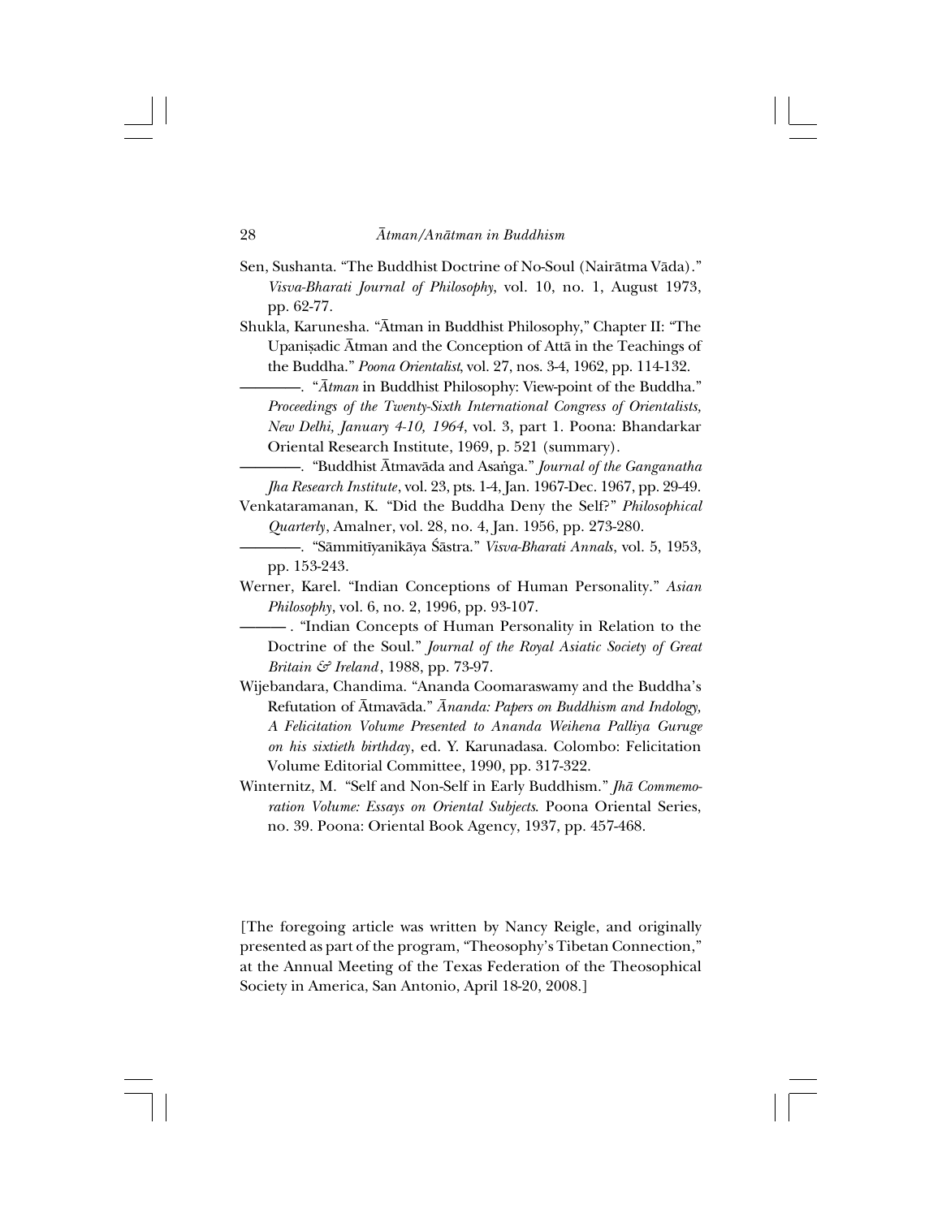Sen, Sushanta. "The Buddhist Doctrine of No-Soul (Nairātma Vāda)." *Visva-Bharati Journal of Philosophy*, vol. 10, no. 1, August 1973, pp. 62-77.

Shukla, Karunesha. "Ātman in Buddhist Philosophy," Chapter II: "The Upaniṣadic Ātman and the Conception of Attā in the Teachings of the Buddha." *Poona Orientalist*, vol. 27, nos. 3-4, 1962, pp. 114-132.

————. "*Ātman* in Buddhist Philosophy: View-point of the Buddha." *Proceedings of the Twenty-Sixth International Congress of Orientalists, New Delhi, January 4-10, 1964*, vol. 3, part 1. Poona: Bhandarkar Oriental Research Institute, 1969, p. 521 (summary).

————. "Buddhist Ātmavāda and Asaṅga." *Journal of the Ganganatha Jha Research Institute*, vol. 23, pts. 1-4, Jan. 1967-Dec. 1967, pp. 29-49.

Venkataramanan, K. "Did the Buddha Deny the Self?" *Philosophical Quarterly*, Amalner, vol. 28, no. 4, Jan. 1956, pp. 273-280.

————. "Sāmmitīyanikāya Śāstra." *Visva-Bharati Annals*, vol. 5, 1953, pp. 153-243.

Werner, Karel. "Indian Conceptions of Human Personality." *Asian Philosophy*, vol. 6, no. 2, 1996, pp. 93-107.

———. "Indian Concepts of Human Personality in Relation to the Doctrine of the Soul." *Journal of the Royal Asiatic Society of Great Britain & Ireland*, 1988, pp. 73-97.

Wijebandara, Chandima. "Ananda Coomaraswamy and the Buddha's Refutation of Ātmavāda." *Ānanda: Papers on Buddhism and Indology, A Felicitation Volume Presented to Ananda Weihena Palliya Guruge on his sixtieth birthday*, ed. Y. Karunadasa. Colombo: Felicitation Volume Editorial Committee, 1990, pp. 317-322.

Winternitz, M. "Self and Non-Self in Early Buddhism." *Jhā Commemoration Volume: Essays on Oriental Subjects*. Poona Oriental Series, no. 39. Poona: Oriental Book Agency, 1937, pp. 457-468.

[The foregoing article was written by Nancy Reigle, and originally presented as part of the program, "Theosophy's Tibetan Connection," at the Annual Meeting of the Texas Federation of the Theosophical Society in America, San Antonio, April 18-20, 2008.]